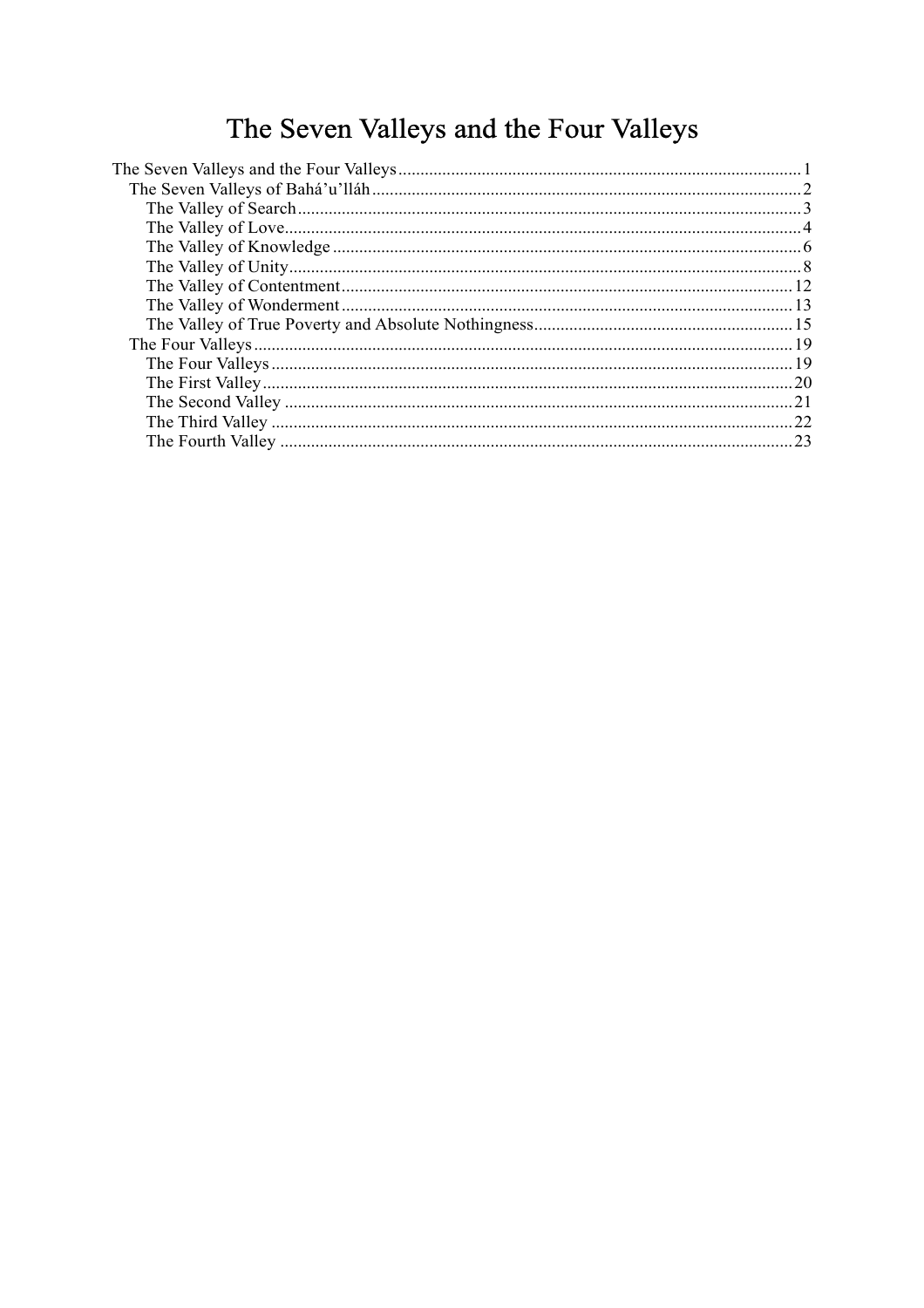# The Seven Valleys and the Four Valleys

- The Seven Valleys and the Four Valleys ........ 1
  - The Seven Valleys of Bahá'u'lláh ........ 2
    - The Valley of Search ........ 3
    - The Valley of Love ........ 4
    - The Valley of Knowledge ........ 6
    - The Valley of Unity ........ 8
    - The Valley of Contentment ........ 12
    - The Valley of Wonderment ........ 13
    - The Valley of True Poverty and Absolute Nothingness ........ 15
  - The Four Valleys ........ 19
    - The Four Valleys ........ 19
    - The First Valley ........ 20
    - The Second Valley ........ 21
    - The Third Valley ........ 22
    - The Fourth Valley ........ 23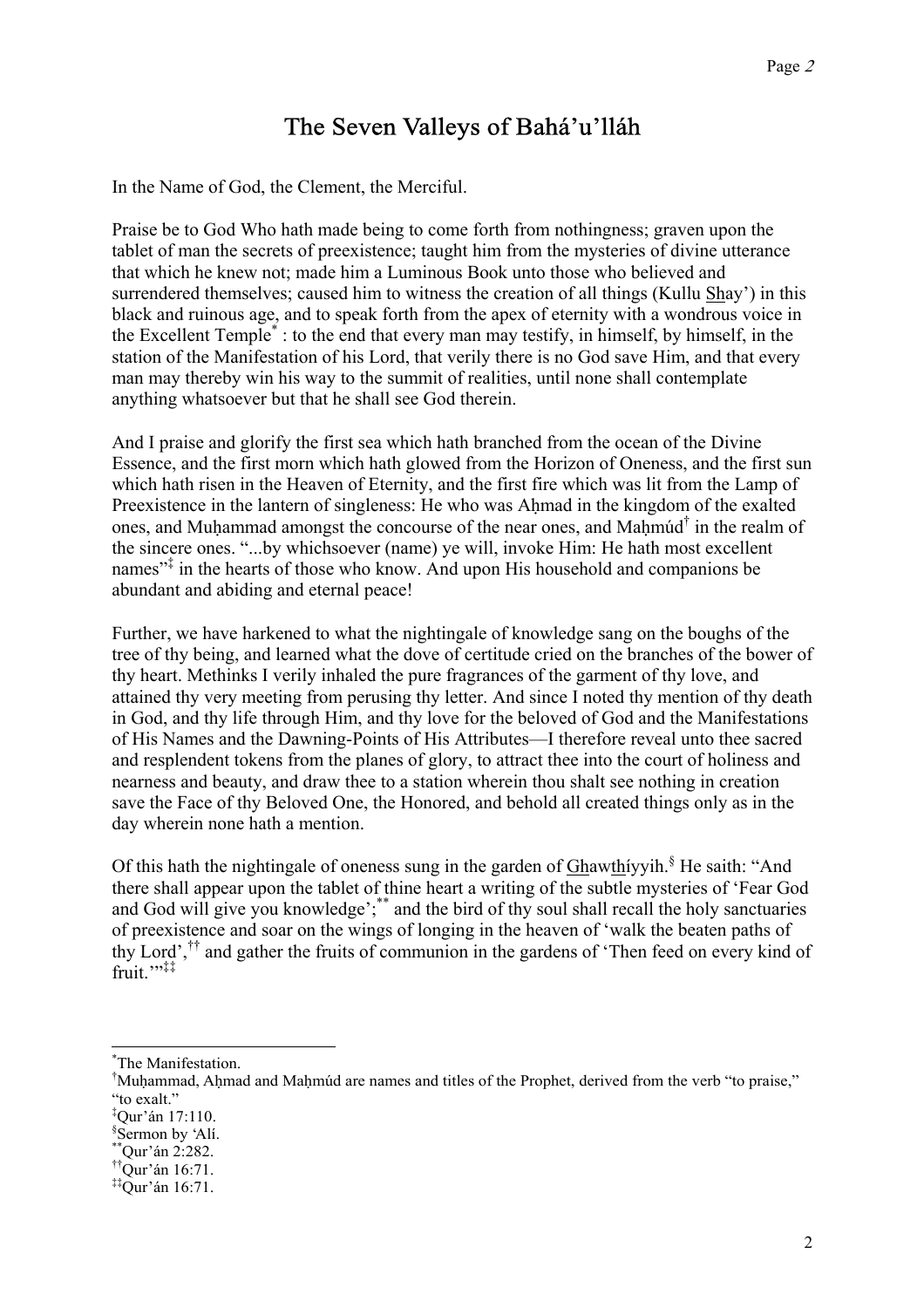# The Seven Valleys of Bahá'u'lláh

In the Name of God, the Clement, the Merciful.

Praise be to God Who hath made being to come forth from nothingness; graven upon the tablet of man the secrets of preexistence; taught him from the mysteries of divine utterance that which he knew not; made him a Luminous Book unto those who believed and surrendered themselves; caused him to witness the creation of all things (Kullu Shay') in this black and ruinous age, and to speak forth from the apex of eternity with a wondrous voice in the Excellent Temple[*] : to the end that every man may testify, in himself, by himself, in the station of the Manifestation of his Lord, that verily there is no God save Him, and that every man may thereby win his way to the summit of realities, until none shall contemplate anything whatsoever but that he shall see God therein.

And I praise and glorify the first sea which hath branched from the ocean of the Divine Essence, and the first morn which hath glowed from the Horizon of Oneness, and the first sun which hath risen in the Heaven of Eternity, and the first fire which was lit from the Lamp of Preexistence in the lantern of singleness: He who was Aḥmad in the kingdom of the exalted ones, and Muḥammad amongst the concourse of the near ones, and Maḥmúd[†] in the realm of the sincere ones. "...by whichsoever (name) ye will, invoke Him: He hath most excellent names"[‡] in the hearts of those who know. And upon His household and companions be abundant and abiding and eternal peace!

Further, we have harkened to what the nightingale of knowledge sang on the boughs of the tree of thy being, and learned what the dove of certitude cried on the branches of the bower of thy heart. Methinks I verily inhaled the pure fragrances of the garment of thy love, and attained thy very meeting from perusing thy letter. And since I noted thy mention of thy death in God, and thy life through Him, and thy love for the beloved of God and the Manifestations of His Names and the Dawning-Points of His Attributes—I therefore reveal unto thee sacred and resplendent tokens from the planes of glory, to attract thee into the court of holiness and nearness and beauty, and draw thee to a station wherein thou shalt see nothing in creation save the Face of thy Beloved One, the Honored, and behold all created things only as in the day wherein none hath a mention.

Of this hath the nightingale of oneness sung in the garden of Ghawthíyyih.[§] He saith: "And there shall appear upon the tablet of thine heart a writing of the subtle mysteries of 'Fear God and God will give you knowledge';[**] and the bird of thy soul shall recall the holy sanctuaries of preexistence and soar on the wings of longing in the heaven of 'walk the beaten paths of thy Lord',[††] and gather the fruits of communion in the gardens of 'Then feed on every kind of fruit.'"[‡‡]

---

[*] The Manifestation.

[†] Muḥammad, Aḥmad and Maḥmúd are names and titles of the Prophet, derived from the verb "to praise," "to exalt."

[‡] Qur'án 17:110.

[§] Sermon by 'Alí.

[**] Qur'án 2:282.

[††] Qur'án 16:71.

[‡‡] Qur'án 16:71.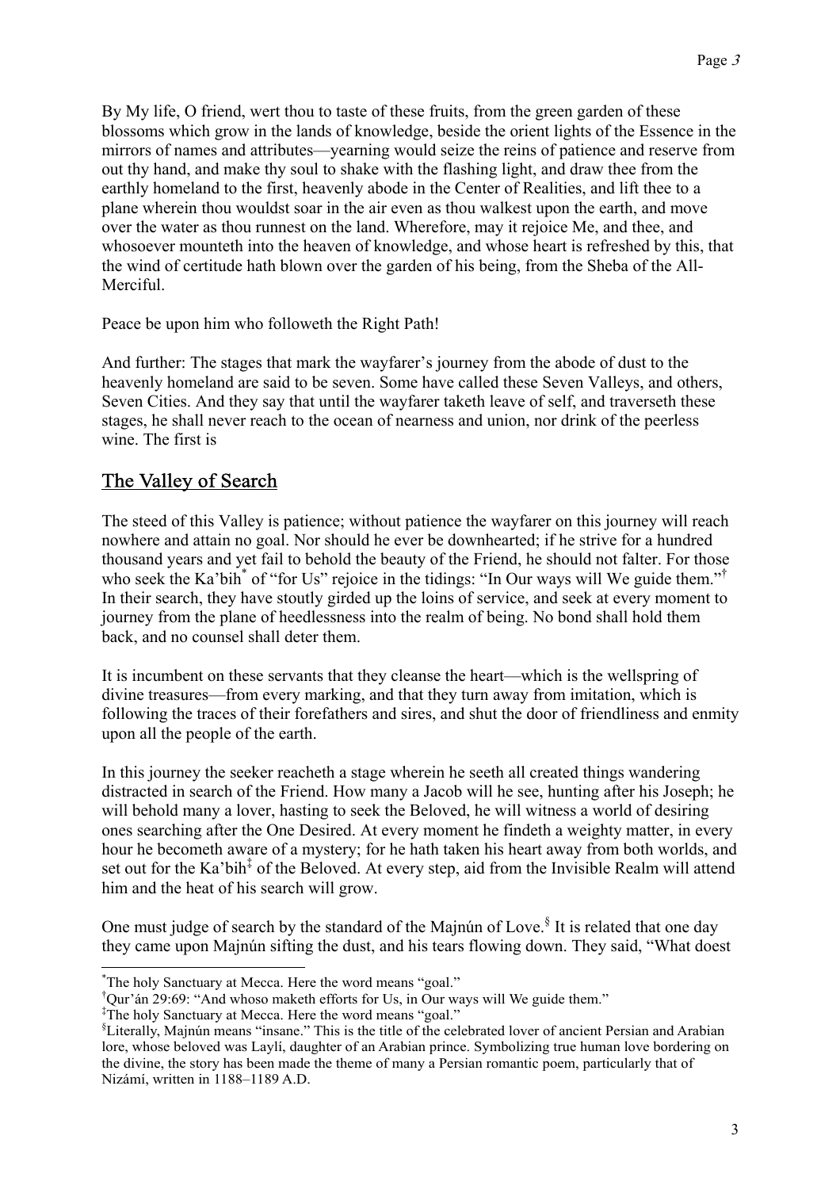By My life, O friend, wert thou to taste of these fruits, from the green garden of these blossoms which grow in the lands of knowledge, beside the orient lights of the Essence in the mirrors of names and attributes—yearning would seize the reins of patience and reserve from out thy hand, and make thy soul to shake with the flashing light, and draw thee from the earthly homeland to the first, heavenly abode in the Center of Realities, and lift thee to a plane wherein thou wouldst soar in the air even as thou walkest upon the earth, and move over the water as thou runnest on the land. Wherefore, may it rejoice Me, and thee, and whosoever mounteth into the heaven of knowledge, and whose heart is refreshed by this, that the wind of certitude hath blown over the garden of his being, from the Sheba of the All-Merciful.

Peace be upon him who followeth the Right Path!

And further: The stages that mark the wayfarer's journey from the abode of dust to the heavenly homeland are said to be seven. Some have called these Seven Valleys, and others, Seven Cities. And they say that until the wayfarer taketh leave of self, and traverseth these stages, he shall never reach to the ocean of nearness and union, nor drink of the peerless wine. The first is

## The Valley of Search

The steed of this Valley is patience; without patience the wayfarer on this journey will reach nowhere and attain no goal. Nor should he ever be downhearted; if he strive for a hundred thousand years and yet fail to behold the beauty of the Friend, he should not falter. For those who seek the Ka'bih[*] of "for Us" rejoice in the tidings: "In Our ways will We guide them."[†] In their search, they have stoutly girded up the loins of service, and seek at every moment to journey from the plane of heedlessness into the realm of being. No bond shall hold them back, and no counsel shall deter them.

It is incumbent on these servants that they cleanse the heart—which is the wellspring of divine treasures—from every marking, and that they turn away from imitation, which is following the traces of their forefathers and sires, and shut the door of friendliness and enmity upon all the people of the earth.

In this journey the seeker reacheth a stage wherein he seeth all created things wandering distracted in search of the Friend. How many a Jacob will he see, hunting after his Joseph; he will behold many a lover, hasting to seek the Beloved, he will witness a world of desiring ones searching after the One Desired. At every moment he findeth a weighty matter, in every hour he becometh aware of a mystery; for he hath taken his heart away from both worlds, and set out for the Ka'bih[‡] of the Beloved. At every step, aid from the Invisible Realm will attend him and the heat of his search will grow.

One must judge of search by the standard of the Majnún of Love.[§] It is related that one day they came upon Majnún sifting the dust, and his tears flowing down. They said, "What doest

---

[*] The holy Sanctuary at Mecca. Here the word means "goal."

[†] Qur'án 29:69: "And whoso maketh efforts for Us, in Our ways will We guide them."

[‡] The holy Sanctuary at Mecca. Here the word means "goal."

[§] Literally, Majnún means "insane." This is the title of the celebrated lover of ancient Persian and Arabian lore, whose beloved was Laylí, daughter of an Arabian prince. Symbolizing true human love bordering on the divine, the story has been made the theme of many a Persian romantic poem, particularly that of Nizámí, written in 1188–1189 A.D.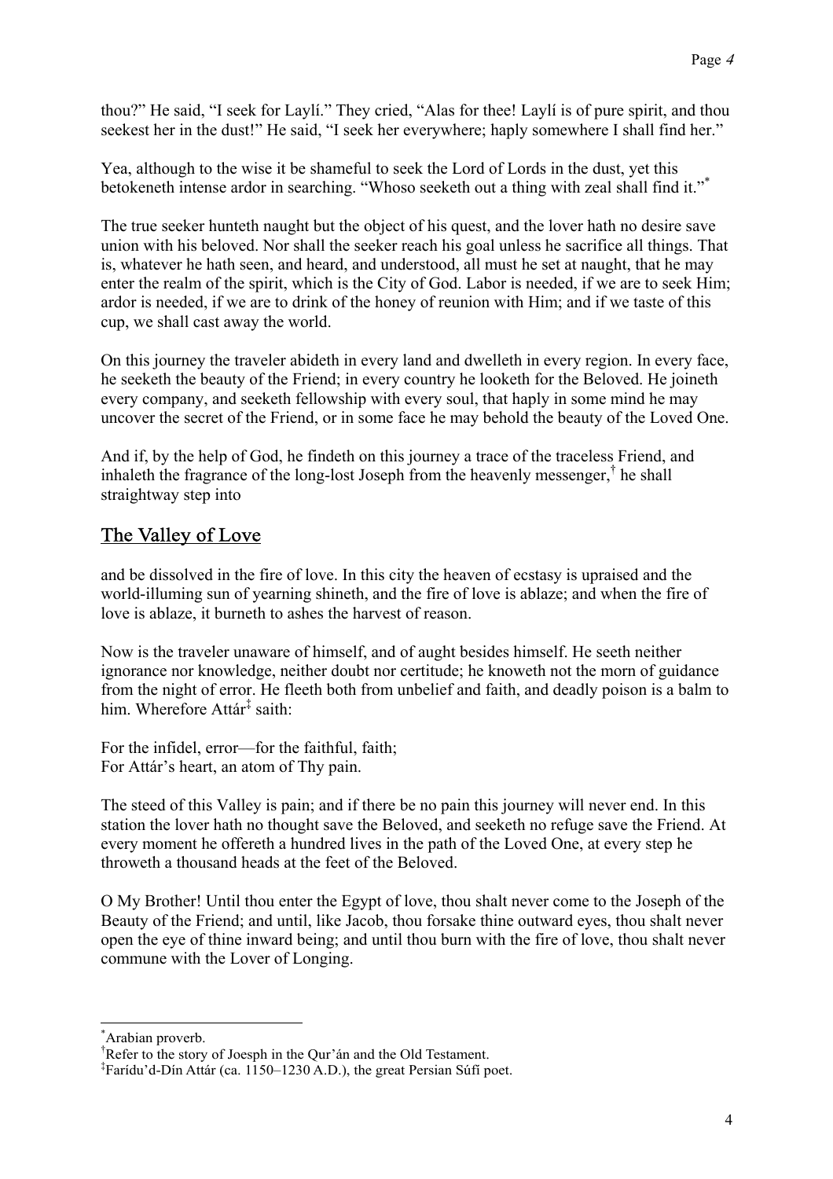thou?" He said, "I seek for Laylí." They cried, "Alas for thee! Laylí is of pure spirit, and thou seekest her in the dust!" He said, "I seek her everywhere; haply somewhere I shall find her."

Yea, although to the wise it be shameful to seek the Lord of Lords in the dust, yet this betokeneth intense ardor in searching. "Whoso seeketh out a thing with zeal shall find it."[*]

The true seeker hunteth naught but the object of his quest, and the lover hath no desire save union with his beloved. Nor shall the seeker reach his goal unless he sacrifice all things. That is, whatever he hath seen, and heard, and understood, all must he set at naught, that he may enter the realm of the spirit, which is the City of God. Labor is needed, if we are to seek Him; ardor is needed, if we are to drink of the honey of reunion with Him; and if we taste of this cup, we shall cast away the world.

On this journey the traveler abideth in every land and dwelleth in every region. In every face, he seeketh the beauty of the Friend; in every country he looketh for the Beloved. He joineth every company, and seeketh fellowship with every soul, that haply in some mind he may uncover the secret of the Friend, or in some face he may behold the beauty of the Loved One.

And if, by the help of God, he findeth on this journey a trace of the traceless Friend, and inhaleth the fragrance of the long-lost Joseph from the heavenly messenger,[†] he shall straightway step into

## The Valley of Love

and be dissolved in the fire of love. In this city the heaven of ecstasy is upraised and the world-illuming sun of yearning shineth, and the fire of love is ablaze; and when the fire of love is ablaze, it burneth to ashes the harvest of reason.

Now is the traveler unaware of himself, and of aught besides himself. He seeth neither ignorance nor knowledge, neither doubt nor certitude; he knoweth not the morn of guidance from the night of error. He fleeth both from unbelief and faith, and deadly poison is a balm to him. Wherefore Attár[‡] saith:

For the infidel, error—for the faithful, faith;
For Attár's heart, an atom of Thy pain.

The steed of this Valley is pain; and if there be no pain this journey will never end. In this station the lover hath no thought save the Beloved, and seeketh no refuge save the Friend. At every moment he offereth a hundred lives in the path of the Loved One, at every step he throweth a thousand heads at the feet of the Beloved.

O My Brother! Until thou enter the Egypt of love, thou shalt never come to the Joseph of the Beauty of the Friend; and until, like Jacob, thou forsake thine outward eyes, thou shalt never open the eye of thine inward being; and until thou burn with the fire of love, thou shalt never commune with the Lover of Longing.

---

[*] Arabian proverb.

[†] Refer to the story of Joesph in the Qur'án and the Old Testament.

[‡] Farídu'd-Dín Attár (ca. 1150–1230 A.D.), the great Persian Súfí poet.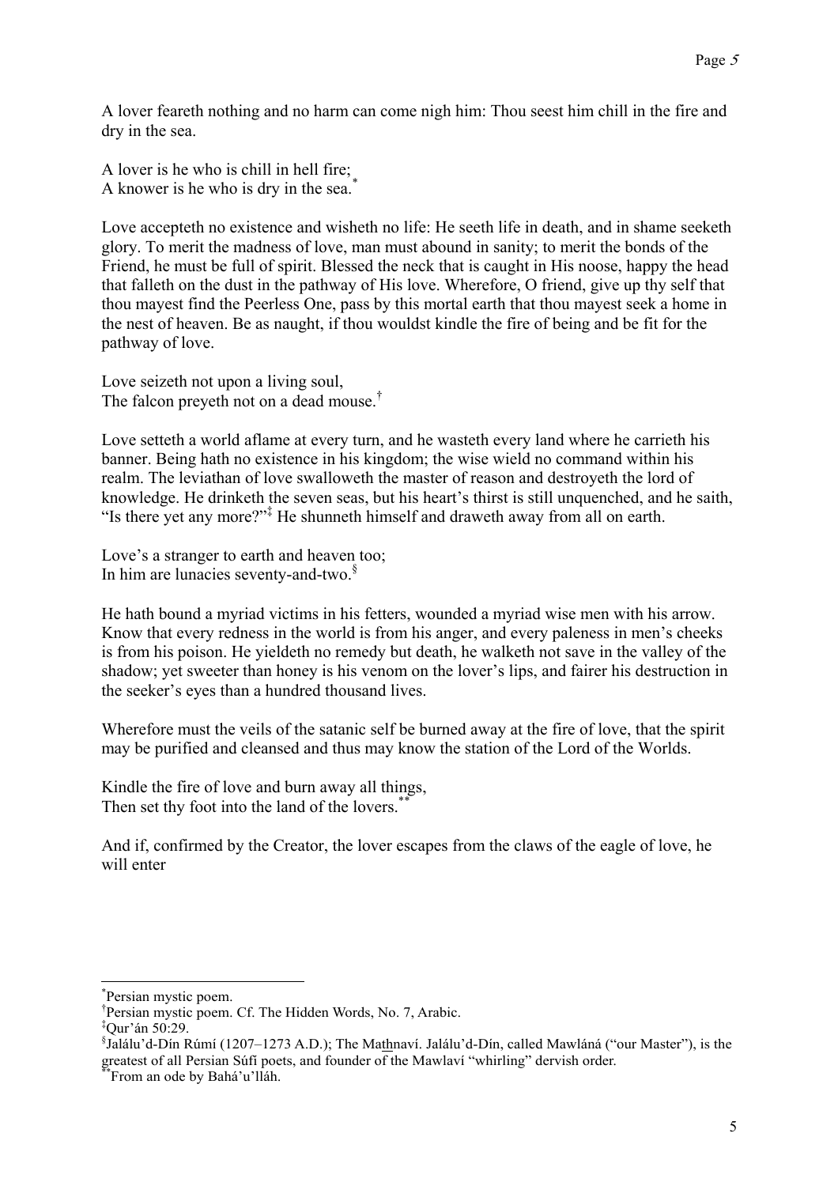A lover feareth nothing and no harm can come nigh him: Thou seest him chill in the fire and dry in the sea.

A lover is he who is chill in hell fire;  
A knower is he who is dry in the sea.[*]

Love accepteth no existence and wisheth no life: He seeth life in death, and in shame seeketh glory. To merit the madness of love, man must abound in sanity; to merit the bonds of the Friend, he must be full of spirit. Blessed the neck that is caught in His noose, happy the head that falleth on the dust in the pathway of His love. Wherefore, O friend, give up thy self that thou mayest find the Peerless One, pass by this mortal earth that thou mayest seek a home in the nest of heaven. Be as naught, if thou wouldst kindle the fire of being and be fit for the pathway of love.

Love seizeth not upon a living soul,  
The falcon preyeth not on a dead mouse.[†]

Love setteth a world aflame at every turn, and he wasteth every land where he carrieth his banner. Being hath no existence in his kingdom; the wise wield no command within his realm. The leviathan of love swalloweth the master of reason and destroyeth the lord of knowledge. He drinketh the seven seas, but his heart's thirst is still unquenched, and he saith, "Is there yet any more?"[‡] He shunneth himself and draweth away from all on earth.

Love's a stranger to earth and heaven too;  
In him are lunacies seventy-and-two.[§]

He hath bound a myriad victims in his fetters, wounded a myriad wise men with his arrow. Know that every redness in the world is from his anger, and every paleness in men's cheeks is from his poison. He yieldeth no remedy but death, he walketh not save in the valley of the shadow; yet sweeter than honey is his venom on the lover's lips, and fairer his destruction in the seeker's eyes than a hundred thousand lives.

Wherefore must the veils of the satanic self be burned away at the fire of love, that the spirit may be purified and cleansed and thus may know the station of the Lord of the Worlds.

Kindle the fire of love and burn away all things,  
Then set thy foot into the land of the lovers.[**]

And if, confirmed by the Creator, the lover escapes from the claws of the eagle of love, he will enter

---

[*] Persian mystic poem.

[†] Persian mystic poem. Cf. The Hidden Words, No. 7, Arabic.

[‡] Qur'án 50:29.

[§] Jalálu'd-Dín Rúmí (1207–1273 A.D.); The Mat͟hnaví. Jalálu'd-Dín, called Mawláná ("our Master"), is the greatest of all Persian Súfí poets, and founder of the Mawlaví "whirling" dervish order.

[**] From an ode by Bahá'u'lláh.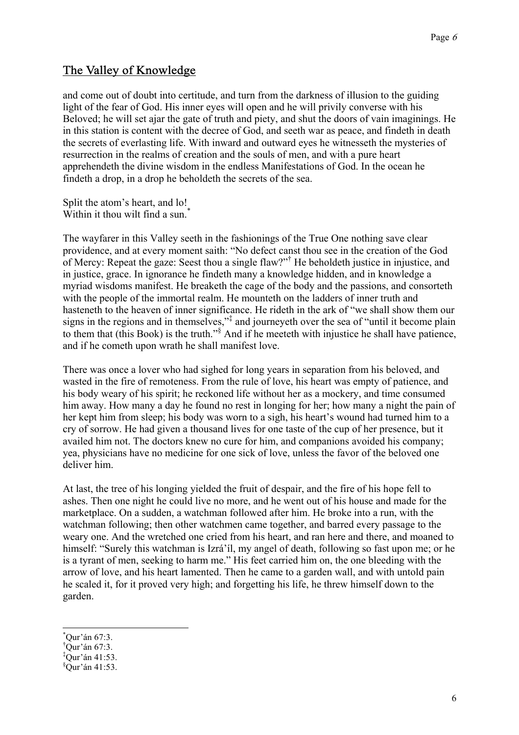## The Valley of Knowledge

and come out of doubt into certitude, and turn from the darkness of illusion to the guiding light of the fear of God. His inner eyes will open and he will privily converse with his Beloved; he will set ajar the gate of truth and piety, and shut the doors of vain imaginings. He in this station is content with the decree of God, and seeth war as peace, and findeth in death the secrets of everlasting life. With inward and outward eyes he witnesseth the mysteries of resurrection in the realms of creation and the souls of men, and with a pure heart apprehendeth the divine wisdom in the endless Manifestations of God. In the ocean he findeth a drop, in a drop he beholdeth the secrets of the sea.

Split the atom's heart, and lo!
Within it thou wilt find a sun.[*]

The wayfarer in this Valley seeth in the fashionings of the True One nothing save clear providence, and at every moment saith: "No defect canst thou see in the creation of the God of Mercy: Repeat the gaze: Seest thou a single flaw?"[†] He beholdeth justice in injustice, and in justice, grace. In ignorance he findeth many a knowledge hidden, and in knowledge a myriad wisdoms manifest. He breaketh the cage of the body and the passions, and consorteth with the people of the immortal realm. He mounteth on the ladders of inner truth and hasteneth to the heaven of inner significance. He rideth in the ark of "we shall show them our signs in the regions and in themselves,"[‡] and journeyeth over the sea of "until it become plain to them that (this Book) is the truth."[§] And if he meeteth with injustice he shall have patience, and if he cometh upon wrath he shall manifest love.

There was once a lover who had sighed for long years in separation from his beloved, and wasted in the fire of remoteness. From the rule of love, his heart was empty of patience, and his body weary of his spirit; he reckoned life without her as a mockery, and time consumed him away. How many a day he found no rest in longing for her; how many a night the pain of her kept him from sleep; his body was worn to a sigh, his heart's wound had turned him to a cry of sorrow. He had given a thousand lives for one taste of the cup of her presence, but it availed him not. The doctors knew no cure for him, and companions avoided his company; yea, physicians have no medicine for one sick of love, unless the favor of the beloved one deliver him.

At last, the tree of his longing yielded the fruit of despair, and the fire of his hope fell to ashes. Then one night he could live no more, and he went out of his house and made for the marketplace. On a sudden, a watchman followed after him. He broke into a run, with the watchman following; then other watchmen came together, and barred every passage to the weary one. And the wretched one cried from his heart, and ran here and there, and moaned to himself: "Surely this watchman is Izrá'íl, my angel of death, following so fast upon me; or he is a tyrant of men, seeking to harm me." His feet carried him on, the one bleeding with the arrow of love, and his heart lamented. Then he came to a garden wall, and with untold pain he scaled it, for it proved very high; and forgetting his life, he threw himself down to the garden.

---

[*] Qur'án 67:3.
[†] Qur'án 67:3.
[‡] Qur'án 41:53.
[§] Qur'án 41:53.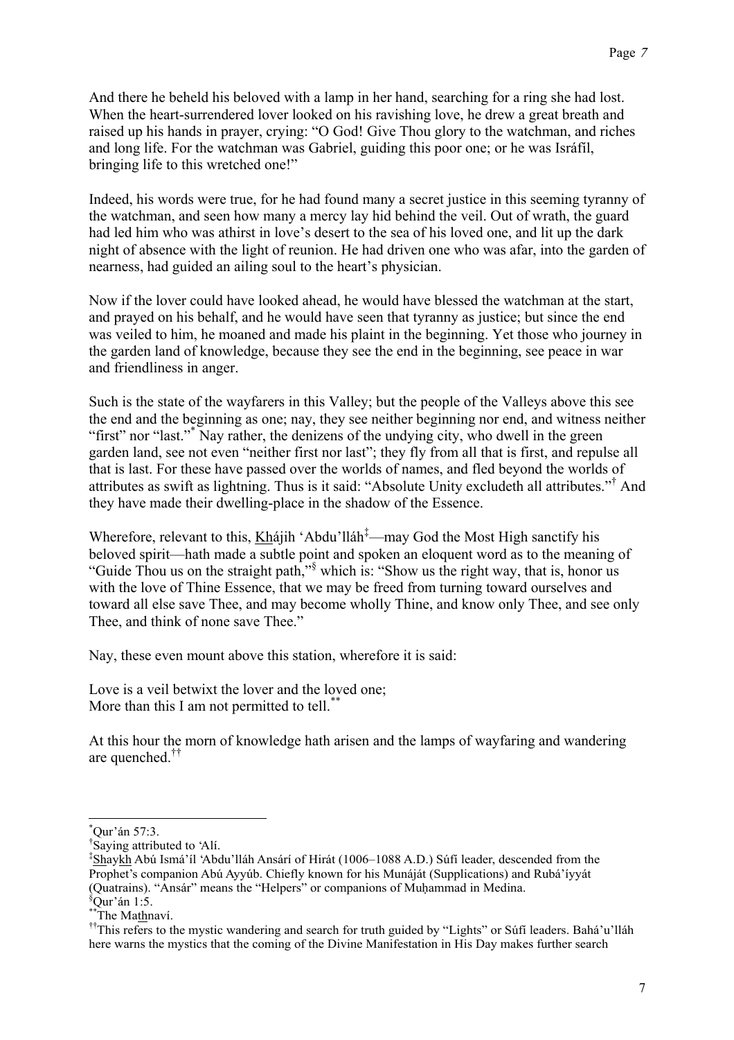And there he beheld his beloved with a lamp in her hand, searching for a ring she had lost. When the heart-surrendered lover looked on his ravishing love, he drew a great breath and raised up his hands in prayer, crying: "O God! Give Thou glory to the watchman, and riches and long life. For the watchman was Gabriel, guiding this poor one; or he was Isráfíl, bringing life to this wretched one!"

Indeed, his words were true, for he had found many a secret justice in this seeming tyranny of the watchman, and seen how many a mercy lay hid behind the veil. Out of wrath, the guard had led him who was athirst in love's desert to the sea of his loved one, and lit up the dark night of absence with the light of reunion. He had driven one who was afar, into the garden of nearness, had guided an ailing soul to the heart's physician.

Now if the lover could have looked ahead, he would have blessed the watchman at the start, and prayed on his behalf, and he would have seen that tyranny as justice; but since the end was veiled to him, he moaned and made his plaint in the beginning. Yet those who journey in the garden land of knowledge, because they see the end in the beginning, see peace in war and friendliness in anger.

Such is the state of the wayfarers in this Valley; but the people of the Valleys above this see the end and the beginning as one; nay, they see neither beginning nor end, and witness neither "first" nor "last."[*] Nay rather, the denizens of the undying city, who dwell in the green garden land, see not even "neither first nor last"; they fly from all that is first, and repulse all that is last. For these have passed over the worlds of names, and fled beyond the worlds of attributes as swift as lightning. Thus is it said: "Absolute Unity excludeth all attributes."[†] And they have made their dwelling-place in the shadow of the Essence.

Wherefore, relevant to this, Khájih 'Abdu'lláh[‡]—may God the Most High sanctify his beloved spirit—hath made a subtle point and spoken an eloquent word as to the meaning of "Guide Thou us on the straight path,"[§] which is: "Show us the right way, that is, honor us with the love of Thine Essence, that we may be freed from turning toward ourselves and toward all else save Thee, and may become wholly Thine, and know only Thee, and see only Thee, and think of none save Thee."

Nay, these even mount above this station, wherefore it is said:

Love is a veil betwixt the lover and the loved one;
More than this I am not permitted to tell.[**]

At this hour the morn of knowledge hath arisen and the lamps of wayfaring and wandering are quenched.[††]

---

[*] Qur'án 57:3.

[†] Saying attributed to 'Alí.

[‡] Shaykh Abú Ismá'íl 'Abdu'lláh Ansárí of Hirát (1006–1088 A.D.) Súfí leader, descended from the Prophet's companion Abú Ayyúb. Chiefly known for his Munáját (Supplications) and Rubá'íyyát (Quatrains). "Ansár" means the "Helpers" or companions of Muḥammad in Medina.

[§] Qur'án 1:5.

[**] The Mathnaví.

[††] This refers to the mystic wandering and search for truth guided by "Lights" or Súfí leaders. Bahá'u'lláh here warns the mystics that the coming of the Divine Manifestation in His Day makes further search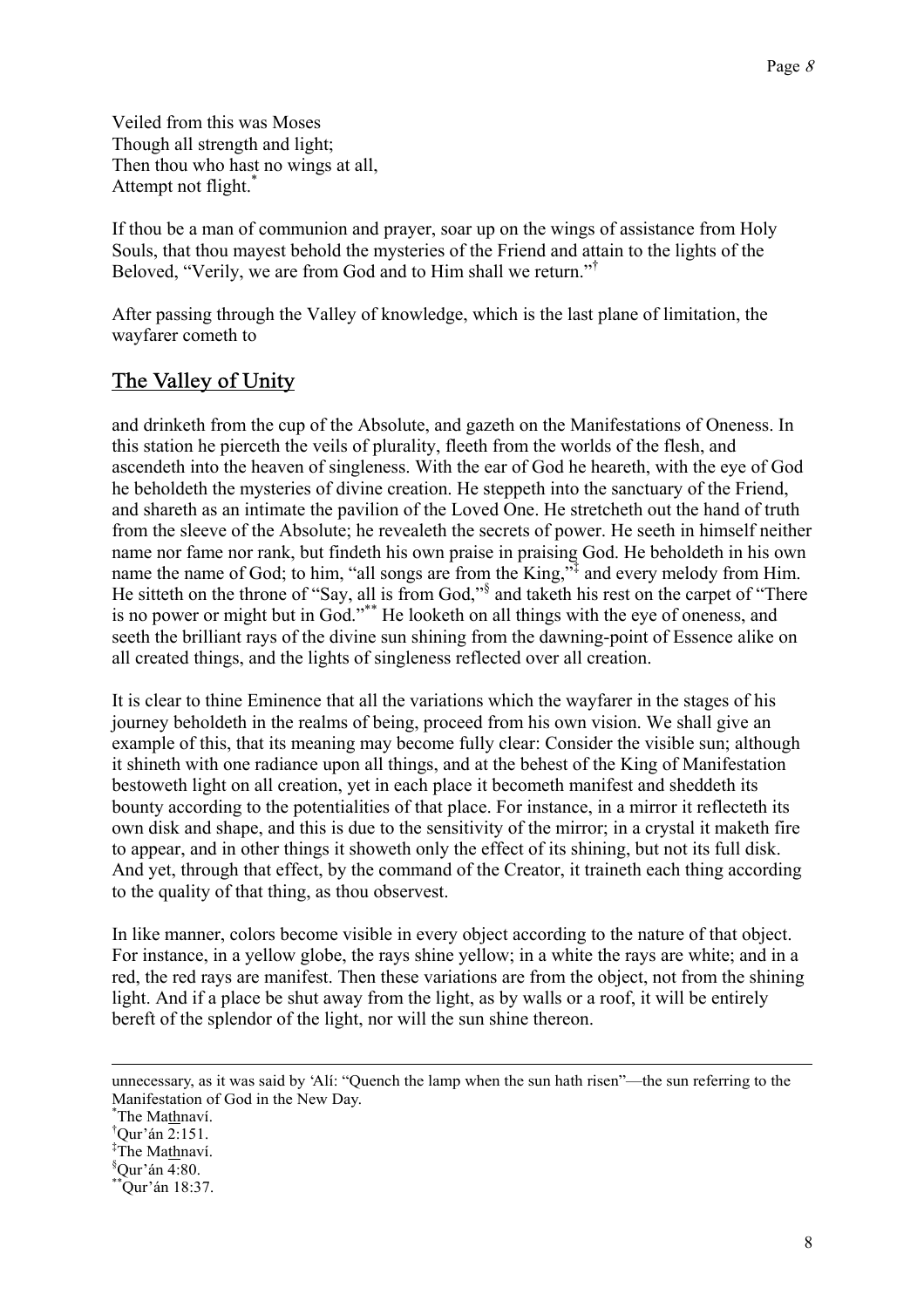Veiled from this was Moses
Though all strength and light;
Then thou who hast no wings at all,
Attempt not flight.*

If thou be a man of communion and prayer, soar up on the wings of assistance from Holy Souls, that thou mayest behold the mysteries of the Friend and attain to the lights of the Beloved, "Verily, we are from God and to Him shall we return."†

After passing through the Valley of knowledge, which is the last plane of limitation, the wayfarer cometh to

## The Valley of Unity

and drinketh from the cup of the Absolute, and gazeth on the Manifestations of Oneness. In this station he pierceth the veils of plurality, fleeth from the worlds of the flesh, and ascendeth into the heaven of singleness. With the ear of God he heareth, with the eye of God he beholdeth the mysteries of divine creation. He steppeth into the sanctuary of the Friend, and shareth as an intimate the pavilion of the Loved One. He stretcheth out the hand of truth from the sleeve of the Absolute; he revealeth the secrets of power. He seeth in himself neither name nor fame nor rank, but findeth his own praise in praising God. He beholdeth in his own name the name of God; to him, "all songs are from the King,"‡ and every melody from Him. He sitteth on the throne of "Say, all is from God,"§ and taketh his rest on the carpet of "There is no power or might but in God."** He looketh on all things with the eye of oneness, and seeth the brilliant rays of the divine sun shining from the dawning-point of Essence alike on all created things, and the lights of singleness reflected over all creation.

It is clear to thine Eminence that all the variations which the wayfarer in the stages of his journey beholdeth in the realms of being, proceed from his own vision. We shall give an example of this, that its meaning may become fully clear: Consider the visible sun; although it shineth with one radiance upon all things, and at the behest of the King of Manifestation bestoweth light on all creation, yet in each place it becometh manifest and sheddeth its bounty according to the potentialities of that place. For instance, in a mirror it reflecteth its own disk and shape, and this is due to the sensitivity of the mirror; in a crystal it maketh fire to appear, and in other things it showeth only the effect of its shining, but not its full disk. And yet, through that effect, by the command of the Creator, it traineth each thing according to the quality of that thing, as thou observest.

In like manner, colors become visible in every object according to the nature of that object. For instance, in a yellow globe, the rays shine yellow; in a white the rays are white; and in a red, the red rays are manifest. Then these variations are from the object, not from the shining light. And if a place be shut away from the light, as by walls or a roof, it will be entirely bereft of the splendor of the light, nor will the sun shine thereon.

---

unnecessary, as it was said by 'Alí: "Quench the lamp when the sun hath risen"—the sun referring to the Manifestation of God in the New Day.

*The Mathnaví.

†Qur'án 2:151.

‡The Mathnaví.

§Qur'án 4:80.

**Qur'án 18:37.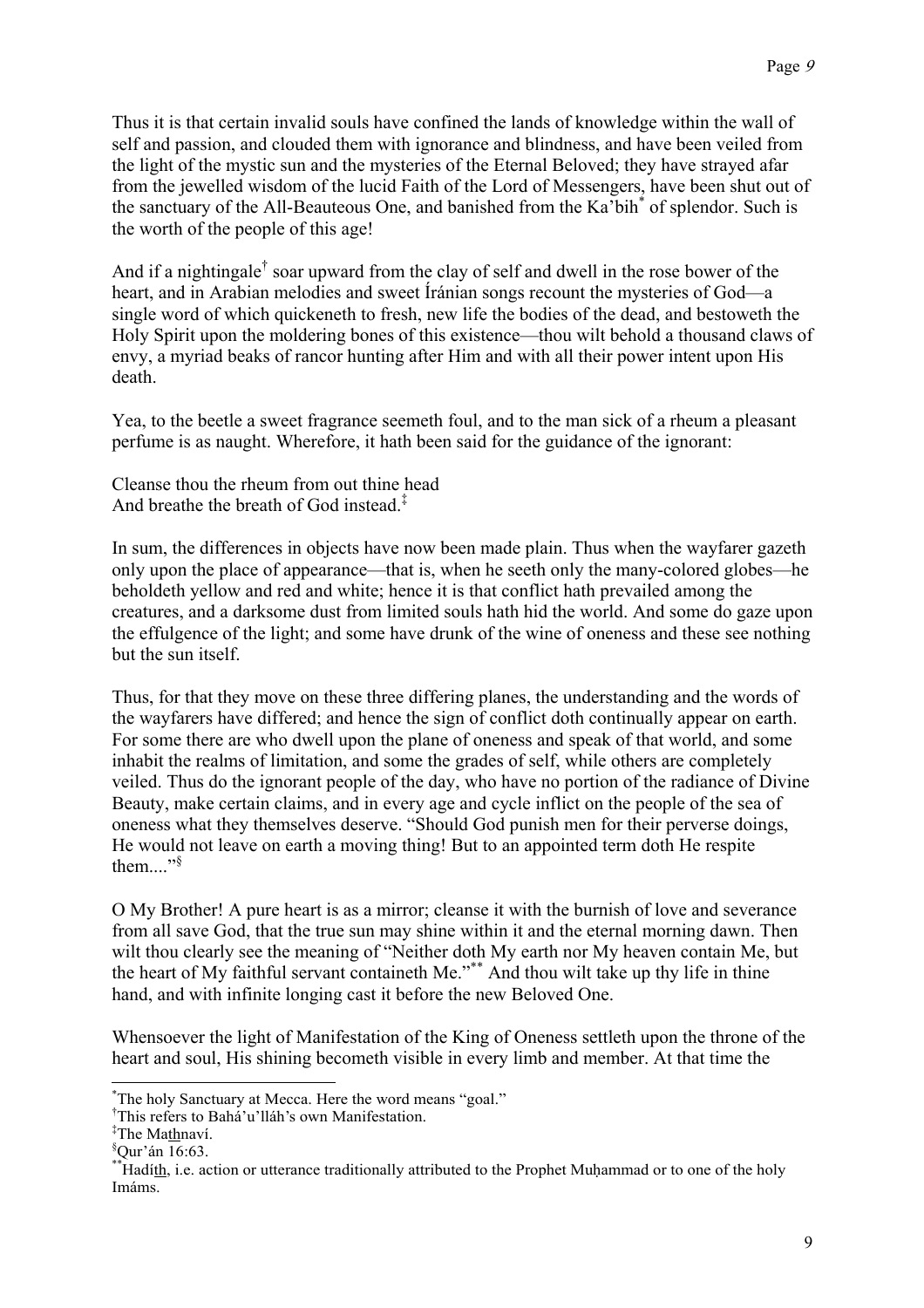Thus it is that certain invalid souls have confined the lands of knowledge within the wall of self and passion, and clouded them with ignorance and blindness, and have been veiled from the light of the mystic sun and the mysteries of the Eternal Beloved; they have strayed afar from the jewelled wisdom of the lucid Faith of the Lord of Messengers, have been shut out of the sanctuary of the All-Beauteous One, and banished from the Ka'bih[*] of splendor. Such is the worth of the people of this age!

And if a nightingale[†] soar upward from the clay of self and dwell in the rose bower of the heart, and in Arabian melodies and sweet Íránian songs recount the mysteries of God—a single word of which quickeneth to fresh, new life the bodies of the dead, and bestoweth the Holy Spirit upon the moldering bones of this existence—thou wilt behold a thousand claws of envy, a myriad beaks of rancor hunting after Him and with all their power intent upon His death.

Yea, to the beetle a sweet fragrance seemeth foul, and to the man sick of a rheum a pleasant perfume is as naught. Wherefore, it hath been said for the guidance of the ignorant:

Cleanse thou the rheum from out thine head
And breathe the breath of God instead.[‡]

In sum, the differences in objects have now been made plain. Thus when the wayfarer gazeth only upon the place of appearance—that is, when he seeth only the many-colored globes—he beholdeth yellow and red and white; hence it is that conflict hath prevailed among the creatures, and a darksome dust from limited souls hath hid the world. And some do gaze upon the effulgence of the light; and some have drunk of the wine of oneness and these see nothing but the sun itself.

Thus, for that they move on these three differing planes, the understanding and the words of the wayfarers have differed; and hence the sign of conflict doth continually appear on earth. For some there are who dwell upon the plane of oneness and speak of that world, and some inhabit the realms of limitation, and some the grades of self, while others are completely veiled. Thus do the ignorant people of the day, who have no portion of the radiance of Divine Beauty, make certain claims, and in every age and cycle inflict on the people of the sea of oneness what they themselves deserve. "Should God punish men for their perverse doings, He would not leave on earth a moving thing! But to an appointed term doth He respite them...."[§]

O My Brother! A pure heart is as a mirror; cleanse it with the burnish of love and severance from all save God, that the true sun may shine within it and the eternal morning dawn. Then wilt thou clearly see the meaning of "Neither doth My earth nor My heaven contain Me, but the heart of My faithful servant containeth Me."[**] And thou wilt take up thy life in thine hand, and with infinite longing cast it before the new Beloved One.

Whensoever the light of Manifestation of the King of Oneness settleth upon the throne of the heart and soul, His shining becometh visible in every limb and member. At that time the

---

[*] The holy Sanctuary at Mecca. Here the word means "goal."

[†] This refers to Bahá'u'lláh's own Manifestation.

[‡] The Mat͟hnaví.

[§] Qur'án 16:63.

[**] Hadít͟h, i.e. action or utterance traditionally attributed to the Prophet Muḥammad or to one of the holy Imáms.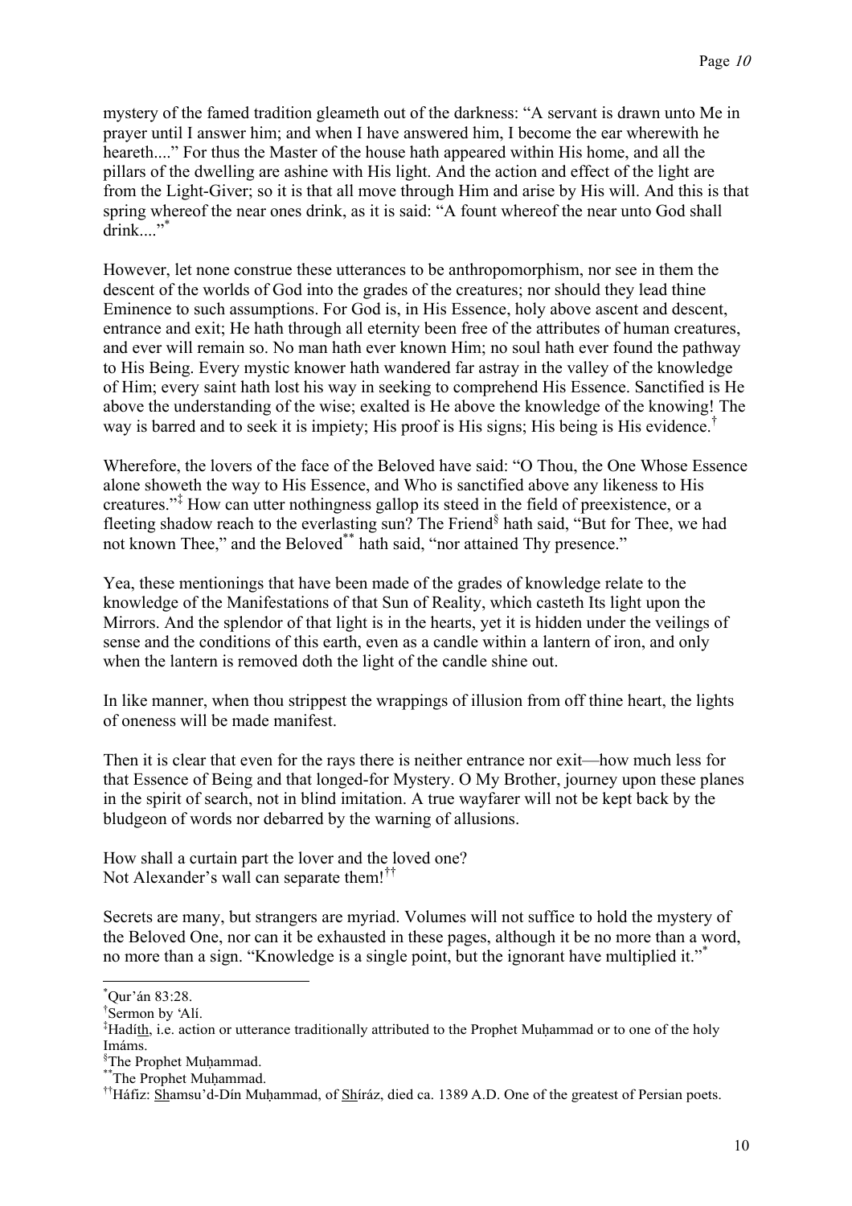mystery of the famed tradition gleameth out of the darkness: "A servant is drawn unto Me in prayer until I answer him; and when I have answered him, I become the ear wherewith he heareth...." For thus the Master of the house hath appeared within His home, and all the pillars of the dwelling are ashine with His light. And the action and effect of the light are from the Light-Giver; so it is that all move through Him and arise by His will. And this is that spring whereof the near ones drink, as it is said: "A fount whereof the near unto God shall drink...."[*]

However, let none construe these utterances to be anthropomorphism, nor see in them the descent of the worlds of God into the grades of the creatures; nor should they lead thine Eminence to such assumptions. For God is, in His Essence, holy above ascent and descent, entrance and exit; He hath through all eternity been free of the attributes of human creatures, and ever will remain so. No man hath ever known Him; no soul hath ever found the pathway to His Being. Every mystic knower hath wandered far astray in the valley of the knowledge of Him; every saint hath lost his way in seeking to comprehend His Essence. Sanctified is He above the understanding of the wise; exalted is He above the knowledge of the knowing! The way is barred and to seek it is impiety; His proof is His signs; His being is His evidence.[†]

Wherefore, the lovers of the face of the Beloved have said: "O Thou, the One Whose Essence alone showeth the way to His Essence, and Who is sanctified above any likeness to His creatures."[‡] How can utter nothingness gallop its steed in the field of preexistence, or a fleeting shadow reach to the everlasting sun? The Friend[§] hath said, "But for Thee, we had not known Thee," and the Beloved[**] hath said, "nor attained Thy presence."

Yea, these mentionings that have been made of the grades of knowledge relate to the knowledge of the Manifestations of that Sun of Reality, which casteth Its light upon the Mirrors. And the splendor of that light is in the hearts, yet it is hidden under the veilings of sense and the conditions of this earth, even as a candle within a lantern of iron, and only when the lantern is removed doth the light of the candle shine out.

In like manner, when thou strippest the wrappings of illusion from off thine heart, the lights of oneness will be made manifest.

Then it is clear that even for the rays there is neither entrance nor exit—how much less for that Essence of Being and that longed-for Mystery. O My Brother, journey upon these planes in the spirit of search, not in blind imitation. A true wayfarer will not be kept back by the bludgeon of words nor debarred by the warning of allusions.

How shall a curtain part the lover and the loved one?  
Not Alexander's wall can separate them![††]

Secrets are many, but strangers are myriad. Volumes will not suffice to hold the mystery of the Beloved One, nor can it be exhausted in these pages, although it be no more than a word, no more than a sign. "Knowledge is a single point, but the ignorant have multiplied it."[*]

---

[*] Qur'án 83:28.  
[†] Sermon by 'Alí.  
[‡] Hadí<u>th</u>, i.e. action or utterance traditionally attributed to the Prophet Muḥammad or to one of the holy Imáms.  
[§] The Prophet Muḥammad.  
[**] The Prophet Muḥammad.  
[††] Háfiz: <u>Sh</u>amsu'd-Dín Muḥammad, of <u>Sh</u>íráz, died ca. 1389 A.D. One of the greatest of Persian poets.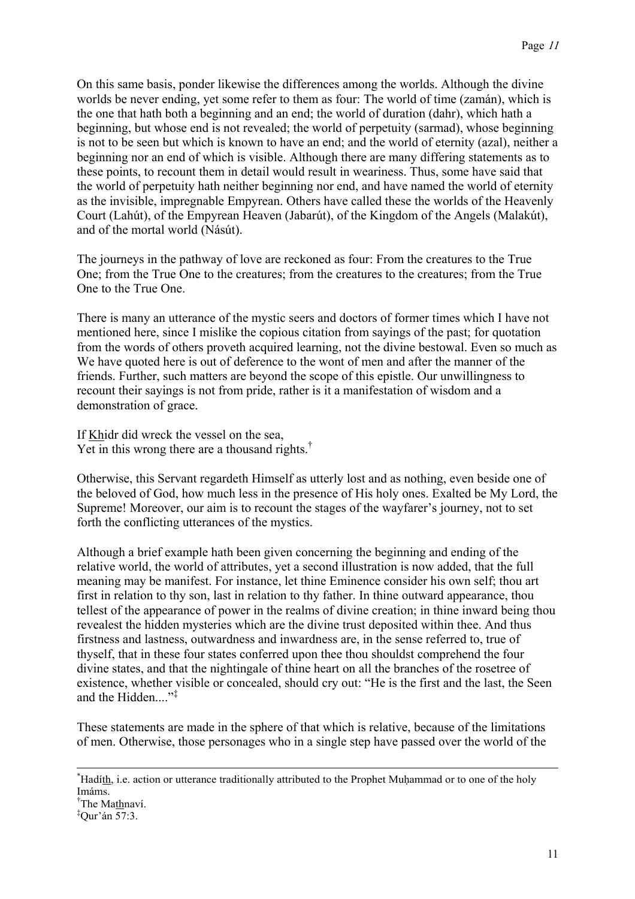On this same basis, ponder likewise the differences among the worlds. Although the divine worlds be never ending, yet some refer to them as four: The world of time (zamán), which is the one that hath both a beginning and an end; the world of duration (dahr), which hath a beginning, but whose end is not revealed; the world of perpetuity (sarmad), whose beginning is not to be seen but which is known to have an end; and the world of eternity (azal), neither a beginning nor an end of which is visible. Although there are many differing statements as to these points, to recount them in detail would result in weariness. Thus, some have said that the world of perpetuity hath neither beginning nor end, and have named the world of eternity as the invisible, impregnable Empyrean. Others have called these the worlds of the Heavenly Court (Lahút), of the Empyrean Heaven (Jabarút), of the Kingdom of the Angels (Malakút), and of the mortal world (Násút).

The journeys in the pathway of love are reckoned as four: From the creatures to the True One; from the True One to the creatures; from the creatures to the creatures; from the True One to the True One.

There is many an utterance of the mystic seers and doctors of former times which I have not mentioned here, since I mislike the copious citation from sayings of the past; for quotation from the words of others proveth acquired learning, not the divine bestowal. Even so much as We have quoted here is out of deference to the wont of men and after the manner of the friends. Further, such matters are beyond the scope of this epistle. Our unwillingness to recount their sayings is not from pride, rather is it a manifestation of wisdom and a demonstration of grace.

If Khidr did wreck the vessel on the sea,
Yet in this wrong there are a thousand rights.[†]

Otherwise, this Servant regardeth Himself as utterly lost and as nothing, even beside one of the beloved of God, how much less in the presence of His holy ones. Exalted be My Lord, the Supreme! Moreover, our aim is to recount the stages of the wayfarer's journey, not to set forth the conflicting utterances of the mystics.

Although a brief example hath been given concerning the beginning and ending of the relative world, the world of attributes, yet a second illustration is now added, that the full meaning may be manifest. For instance, let thine Eminence consider his own self; thou art first in relation to thy son, last in relation to thy father. In thine outward appearance, thou tellest of the appearance of power in the realms of divine creation; in thine inward being thou revealest the hidden mysteries which are the divine trust deposited within thee. And thus firstness and lastness, outwardness and inwardness are, in the sense referred to, true of thyself, that in these four states conferred upon thee thou shouldst comprehend the four divine states, and that the nightingale of thine heart on all the branches of the rosetree of existence, whether visible or concealed, should cry out: "He is the first and the last, the Seen and the Hidden...."[‡]

These statements are made in the sphere of that which is relative, because of the limitations of men. Otherwise, those personages who in a single step have passed over the world of the

---

[*] Hadíth, i.e. action or utterance traditionally attributed to the Prophet Muḥammad or to one of the holy Imáms.

[†] The Mathnaví.

[‡] Qur'án 57:3.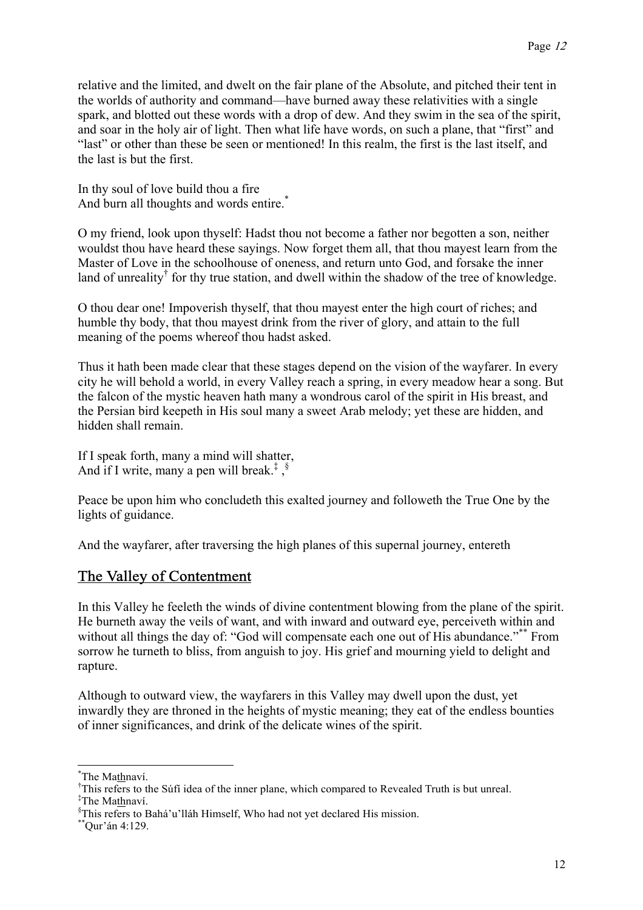relative and the limited, and dwelt on the fair plane of the Absolute, and pitched their tent in the worlds of authority and command—have burned away these relativities with a single spark, and blotted out these words with a drop of dew. And they swim in the sea of the spirit, and soar in the holy air of light. Then what life have words, on such a plane, that "first" and "last" or other than these be seen or mentioned! In this realm, the first is the last itself, and the last is but the first.

In thy soul of love build thou a fire  
And burn all thoughts and words entire.[*]

O my friend, look upon thyself: Hadst thou not become a father nor begotten a son, neither wouldst thou have heard these sayings. Now forget them all, that thou mayest learn from the Master of Love in the schoolhouse of oneness, and return unto God, and forsake the inner land of unreality[†] for thy true station, and dwell within the shadow of the tree of knowledge.

O thou dear one! Impoverish thyself, that thou mayest enter the high court of riches; and humble thy body, that thou mayest drink from the river of glory, and attain to the full meaning of the poems whereof thou hadst asked.

Thus it hath been made clear that these stages depend on the vision of the wayfarer. In every city he will behold a world, in every Valley reach a spring, in every meadow hear a song. But the falcon of the mystic heaven hath many a wondrous carol of the spirit in His breast, and the Persian bird keepeth in His soul many a sweet Arab melody; yet these are hidden, and hidden shall remain.

If I speak forth, many a mind will shatter,  
And if I write, many a pen will break.[‡],[§]

Peace be upon him who concludeth this exalted journey and followeth the True One by the lights of guidance.

And the wayfarer, after traversing the high planes of this supernal journey, entereth

## The Valley of Contentment

In this Valley he feeleth the winds of divine contentment blowing from the plane of the spirit. He burneth away the veils of want, and with inward and outward eye, perceiveth within and without all things the day of: "God will compensate each one out of His abundance."[**] From sorrow he turneth to bliss, from anguish to joy. His grief and mourning yield to delight and rapture.

Although to outward view, the wayfarers in this Valley may dwell upon the dust, yet inwardly they are throned in the heights of mystic meaning; they eat of the endless bounties of inner significances, and drink of the delicate wines of the spirit.

---

[*] The Ma<u>th</u>naví.  
[†] This refers to the Súfí idea of the inner plane, which compared to Revealed Truth is but unreal.  
[‡] The Ma<u>th</u>naví.  
[§] This refers to Bahá'u'lláh Himself, Who had not yet declared His mission.  
[**] Qur'án 4:129.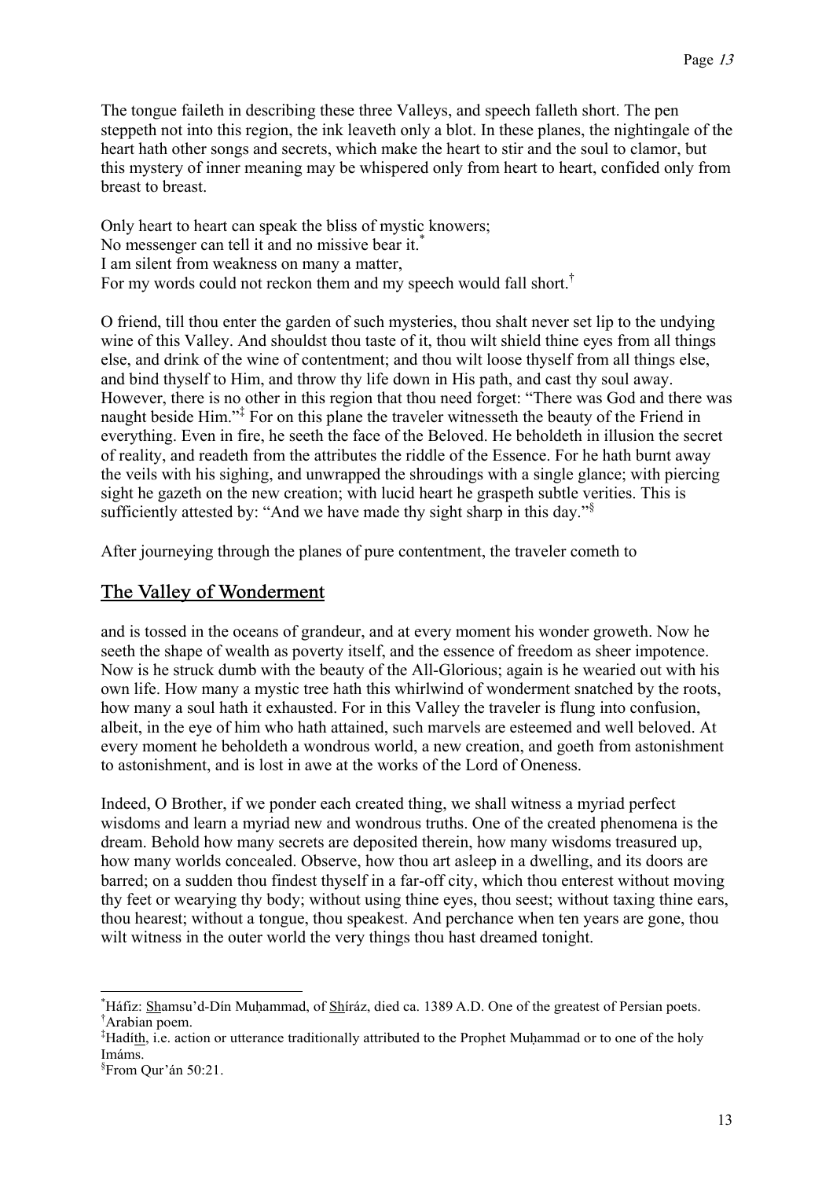The tongue faileth in describing these three Valleys, and speech falleth short. The pen steppeth not into this region, the ink leaveth only a blot. In these planes, the nightingale of the heart hath other songs and secrets, which make the heart to stir and the soul to clamor, but this mystery of inner meaning may be whispered only from heart to heart, confided only from breast to breast.

Only heart to heart can speak the bliss of mystic knowers;  
No messenger can tell it and no missive bear it.[*]  
I am silent from weakness on many a matter,  
For my words could not reckon them and my speech would fall short.[†]

O friend, till thou enter the garden of such mysteries, thou shalt never set lip to the undying wine of this Valley. And shouldst thou taste of it, thou wilt shield thine eyes from all things else, and drink of the wine of contentment; and thou wilt loose thyself from all things else, and bind thyself to Him, and throw thy life down in His path, and cast thy soul away. However, there is no other in this region that thou need forget: "There was God and there was naught beside Him."[‡] For on this plane the traveler witnesseth the beauty of the Friend in everything. Even in fire, he seeth the face of the Beloved. He beholdeth in illusion the secret of reality, and readeth from the attributes the riddle of the Essence. For he hath burnt away the veils with his sighing, and unwrapped the shroudings with a single glance; with piercing sight he gazeth on the new creation; with lucid heart he graspeth subtle verities. This is sufficiently attested by: "And we have made thy sight sharp in this day."[§]

After journeying through the planes of pure contentment, the traveler cometh to

## The Valley of Wonderment

and is tossed in the oceans of grandeur, and at every moment his wonder groweth. Now he seeth the shape of wealth as poverty itself, and the essence of freedom as sheer impotence. Now is he struck dumb with the beauty of the All-Glorious; again is he wearied out with his own life. How many a mystic tree hath this whirlwind of wonderment snatched by the roots, how many a soul hath it exhausted. For in this Valley the traveler is flung into confusion, albeit, in the eye of him who hath attained, such marvels are esteemed and well beloved. At every moment he beholdeth a wondrous world, a new creation, and goeth from astonishment to astonishment, and is lost in awe at the works of the Lord of Oneness.

Indeed, O Brother, if we ponder each created thing, we shall witness a myriad perfect wisdoms and learn a myriad new and wondrous truths. One of the created phenomena is the dream. Behold how many secrets are deposited therein, how many wisdoms treasured up, how many worlds concealed. Observe, how thou art asleep in a dwelling, and its doors are barred; on a sudden thou findest thyself in a far-off city, which thou enterest without moving thy feet or wearying thy body; without using thine eyes, thou seest; without taxing thine ears, thou hearest; without a tongue, thou speakest. And perchance when ten years are gone, thou wilt witness in the outer world the very things thou hast dreamed tonight.

---

[*] Háfiz: Shamsu'd-Dín Muḥammad, of Shíráz, died ca. 1389 A.D. One of the greatest of Persian poets.  
[†] Arabian poem.  
[‡] Hadíth, i.e. action or utterance traditionally attributed to the Prophet Muḥammad or to one of the holy Imáms.  
[§] From Qur'án 50:21.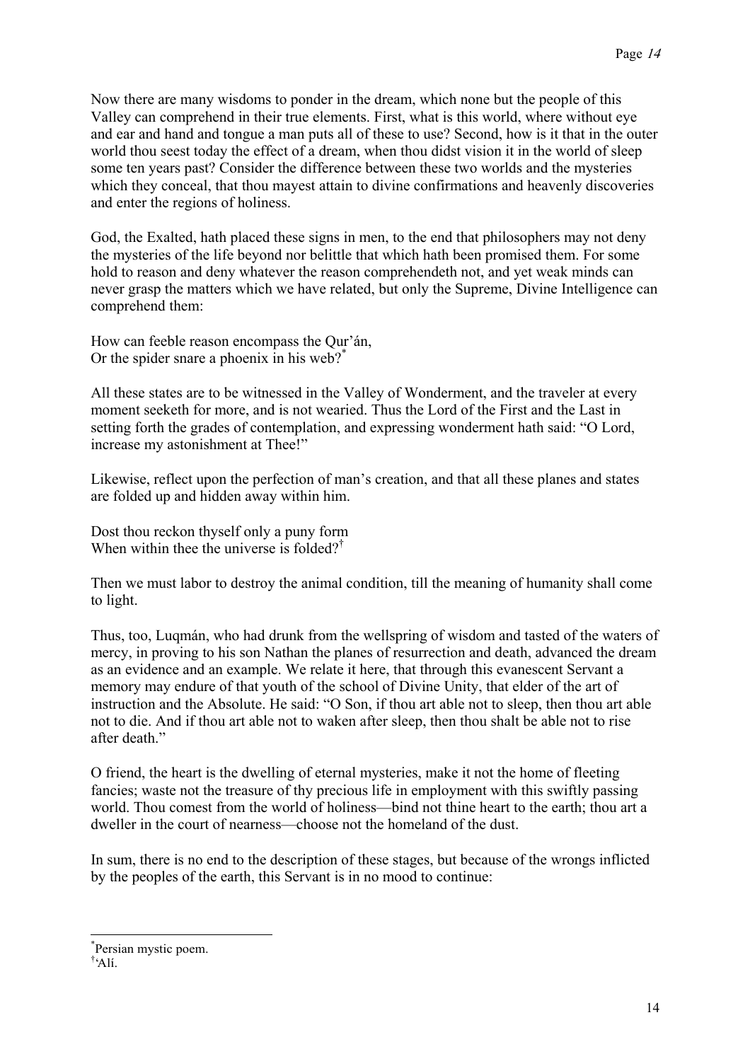Now there are many wisdoms to ponder in the dream, which none but the people of this Valley can comprehend in their true elements. First, what is this world, where without eye and ear and hand and tongue a man puts all of these to use? Second, how is it that in the outer world thou seest today the effect of a dream, when thou didst vision it in the world of sleep some ten years past? Consider the difference between these two worlds and the mysteries which they conceal, that thou mayest attain to divine confirmations and heavenly discoveries and enter the regions of holiness.

God, the Exalted, hath placed these signs in men, to the end that philosophers may not deny the mysteries of the life beyond nor belittle that which hath been promised them. For some hold to reason and deny whatever the reason comprehendeth not, and yet weak minds can never grasp the matters which we have related, but only the Supreme, Divine Intelligence can comprehend them:

How can feeble reason encompass the Qur'án,  
Or the spider snare a phoenix in his web?*

All these states are to be witnessed in the Valley of Wonderment, and the traveler at every moment seeketh for more, and is not wearied. Thus the Lord of the First and the Last in setting forth the grades of contemplation, and expressing wonderment hath said: "O Lord, increase my astonishment at Thee!"

Likewise, reflect upon the perfection of man's creation, and that all these planes and states are folded up and hidden away within him.

Dost thou reckon thyself only a puny form  
When within thee the universe is folded?†

Then we must labor to destroy the animal condition, till the meaning of humanity shall come to light.

Thus, too, Luqmán, who had drunk from the wellspring of wisdom and tasted of the waters of mercy, in proving to his son Nathan the planes of resurrection and death, advanced the dream as an evidence and an example. We relate it here, that through this evanescent Servant a memory may endure of that youth of the school of Divine Unity, that elder of the art of instruction and the Absolute. He said: "O Son, if thou art able not to sleep, then thou art able not to die. And if thou art able not to waken after sleep, then thou shalt be able not to rise after death."

O friend, the heart is the dwelling of eternal mysteries, make it not the home of fleeting fancies; waste not the treasure of thy precious life in employment with this swiftly passing world. Thou comest from the world of holiness—bind not thine heart to the earth; thou art a dweller in the court of nearness—choose not the homeland of the dust.

In sum, there is no end to the description of these stages, but because of the wrongs inflicted by the peoples of the earth, this Servant is in no mood to continue:

---

*Persian mystic poem.  
†'Alí.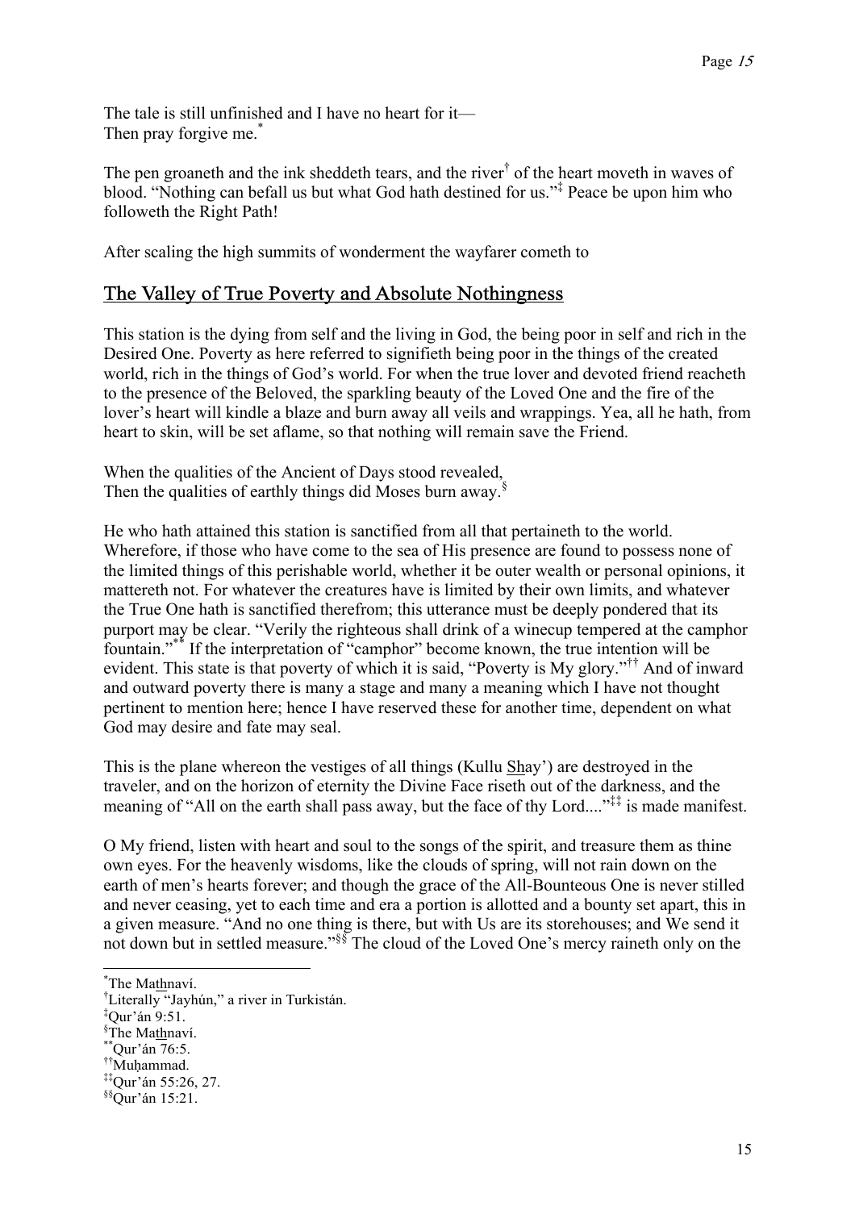The tale is still unfinished and I have no heart for it—
Then pray forgive me.[*]

The pen groaneth and the ink sheddeth tears, and the river[†] of the heart moveth in waves of blood. “Nothing can befall us but what God hath destined for us.”[‡] Peace be upon him who followeth the Right Path!

After scaling the high summits of wonderment the wayfarer cometh to

## The Valley of True Poverty and Absolute Nothingness

This station is the dying from self and the living in God, the being poor in self and rich in the Desired One. Poverty as here referred to signifieth being poor in the things of the created world, rich in the things of God’s world. For when the true lover and devoted friend reacheth to the presence of the Beloved, the sparkling beauty of the Loved One and the fire of the lover’s heart will kindle a blaze and burn away all veils and wrappings. Yea, all he hath, from heart to skin, will be set aflame, so that nothing will remain save the Friend.

When the qualities of the Ancient of Days stood revealed,
Then the qualities of earthly things did Moses burn away.[§]

He who hath attained this station is sanctified from all that pertaineth to the world. Wherefore, if those who have come to the sea of His presence are found to possess none of the limited things of this perishable world, whether it be outer wealth or personal opinions, it mattereth not. For whatever the creatures have is limited by their own limits, and whatever the True One hath is sanctified therefrom; this utterance must be deeply pondered that its purport may be clear. “Verily the righteous shall drink of a winecup tempered at the camphor fountain.”[**] If the interpretation of “camphor” become known, the true intention will be evident. This state is that poverty of which it is said, “Poverty is My glory.”[††] And of inward and outward poverty there is many a stage and many a meaning which I have not thought pertinent to mention here; hence I have reserved these for another time, dependent on what God may desire and fate may seal.

This is the plane whereon the vestiges of all things (Kullu Shay’) are destroyed in the traveler, and on the horizon of eternity the Divine Face riseth out of the darkness, and the meaning of “All on the earth shall pass away, but the face of thy Lord....”[‡‡] is made manifest.

O My friend, listen with heart and soul to the songs of the spirit, and treasure them as thine own eyes. For the heavenly wisdoms, like the clouds of spring, will not rain down on the earth of men’s hearts forever; and though the grace of the All-Bounteous One is never stilled and never ceasing, yet to each time and era a portion is allotted and a bounty set apart, this in a given measure. “And no one thing is there, but with Us are its storehouses; and We send it not down but in settled measure.”[§§] The cloud of the Loved One’s mercy raineth only on the

---

[*] The Mathnaví.
[†] Literally “Jayhún,” a river in Turkistán.
[‡] Qur’án 9:51.
[§] The Mathnaví.
[**] Qur’án 76:5.
[††] Muḥammad.
[‡‡] Qur’án 55:26, 27.
[§§] Qur’án 15:21.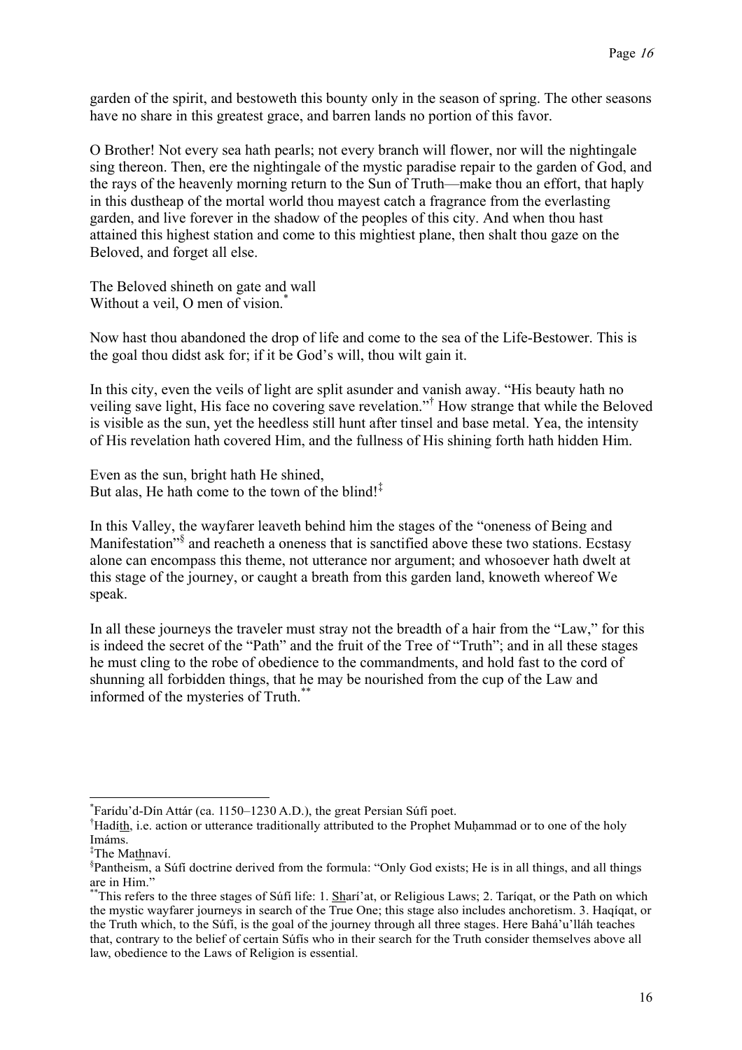garden of the spirit, and bestoweth this bounty only in the season of spring. The other seasons have no share in this greatest grace, and barren lands no portion of this favor.

O Brother! Not every sea hath pearls; not every branch will flower, nor will the nightingale sing thereon. Then, ere the nightingale of the mystic paradise repair to the garden of God, and the rays of the heavenly morning return to the Sun of Truth—make thou an effort, that haply in this dustheap of the mortal world thou mayest catch a fragrance from the everlasting garden, and live forever in the shadow of the peoples of this city. And when thou hast attained this highest station and come to this mightiest plane, then shalt thou gaze on the Beloved, and forget all else.

The Beloved shineth on gate and wall  
Without a veil, O men of vision.*

Now hast thou abandoned the drop of life and come to the sea of the Life-Bestower. This is the goal thou didst ask for; if it be God's will, thou wilt gain it.

In this city, even the veils of light are split asunder and vanish away. "His beauty hath no veiling save light, His face no covering save revelation."† How strange that while the Beloved is visible as the sun, yet the heedless still hunt after tinsel and base metal. Yea, the intensity of His revelation hath covered Him, and the fullness of His shining forth hath hidden Him.

Even as the sun, bright hath He shined,  
But alas, He hath come to the town of the blind!‡

In this Valley, the wayfarer leaveth behind him the stages of the "oneness of Being and Manifestation"§ and reacheth a oneness that is sanctified above these two stations. Ecstasy alone can encompass this theme, not utterance nor argument; and whosoever hath dwelt at this stage of the journey, or caught a breath from this garden land, knoweth whereof We speak.

In all these journeys the traveler must stray not the breadth of a hair from the "Law," for this is indeed the secret of the "Path" and the fruit of the Tree of "Truth"; and in all these stages he must cling to the robe of obedience to the commandments, and hold fast to the cord of shunning all forbidden things, that he may be nourished from the cup of the Law and informed of the mysteries of Truth.**

---

*Farídu'd-Dín Attár (ca. 1150–1230 A.D.), the great Persian Súfí poet.

†Hadíth, i.e. action or utterance traditionally attributed to the Prophet Muḥammad or to one of the holy Imáms.

‡The Mathnaví.

§Pantheism, a Súfí doctrine derived from the formula: "Only God exists; He is in all things, and all things are in Him."

**This refers to the three stages of Súfí life: 1. Sharí'at, or Religious Laws; 2. Taríqat, or the Path on which the mystic wayfarer journeys in search of the True One; this stage also includes anchoretism. 3. Haqíqat, or the Truth which, to the Súfí, is the goal of the journey through all three stages. Here Bahá'u'lláh teaches that, contrary to the belief of certain Súfís who in their search for the Truth consider themselves above all law, obedience to the Laws of Religion is essential.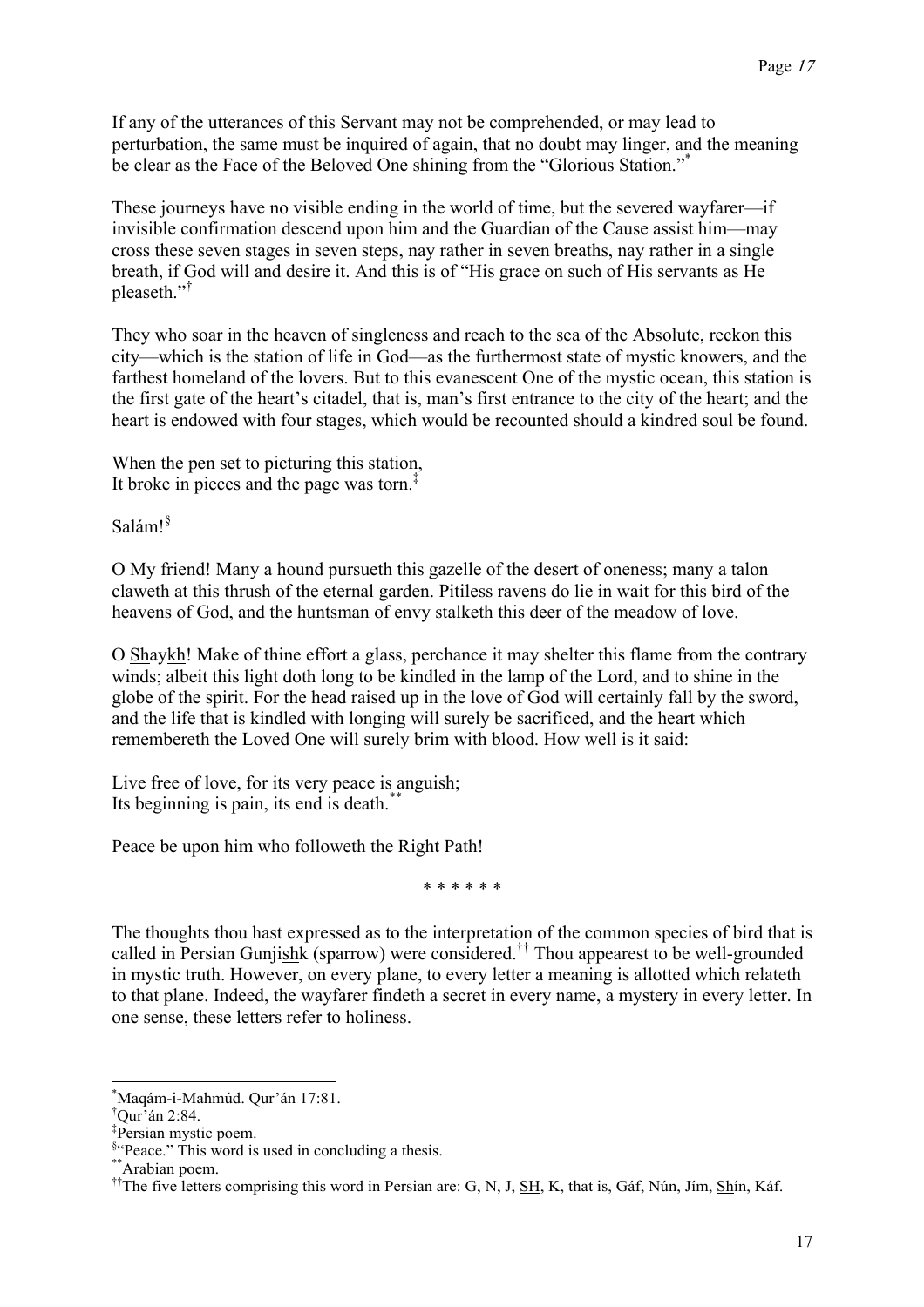If any of the utterances of this Servant may not be comprehended, or may lead to perturbation, the same must be inquired of again, that no doubt may linger, and the meaning be clear as the Face of the Beloved One shining from the "Glorious Station."[*]

These journeys have no visible ending in the world of time, but the severed wayfarer—if invisible confirmation descend upon him and the Guardian of the Cause assist him—may cross these seven stages in seven steps, nay rather in seven breaths, nay rather in a single breath, if God will and desire it. And this is of "His grace on such of His servants as He pleaseth."[†]

They who soar in the heaven of singleness and reach to the sea of the Absolute, reckon this city—which is the station of life in God—as the furthermost state of mystic knowers, and the farthest homeland of the lovers. But to this evanescent One of the mystic ocean, this station is the first gate of the heart's citadel, that is, man's first entrance to the city of the heart; and the heart is endowed with four stages, which would be recounted should a kindred soul be found.

When the pen set to picturing this station,
It broke in pieces and the page was torn.[‡]

Salám![§]

O My friend! Many a hound pursueth this gazelle of the desert of oneness; many a talon claweth at this thrush of the eternal garden. Pitiless ravens do lie in wait for this bird of the heavens of God, and the huntsman of envy stalketh this deer of the meadow of love.

O <u>Sh</u>ay<u>kh</u>! Make of thine effort a glass, perchance it may shelter this flame from the contrary winds; albeit this light doth long to be kindled in the lamp of the Lord, and to shine in the globe of the spirit. For the head raised up in the love of God will certainly fall by the sword, and the life that is kindled with longing will surely be sacrificed, and the heart which remembereth the Loved One will surely brim with blood. How well is it said:

Live free of love, for its very peace is anguish;
Its beginning is pain, its end is death.[**]

Peace be upon him who followeth the Right Path!

\* \* \* \* \* \*

The thoughts thou hast expressed as to the interpretation of the common species of bird that is called in Persian Gunji<u>sh</u>k (sparrow) were considered.[††] Thou appearest to be well-grounded in mystic truth. However, on every plane, to every letter a meaning is allotted which relateth to that plane. Indeed, the wayfarer findeth a secret in every name, a mystery in every letter. In one sense, these letters refer to holiness.

---

[*] Maqám-i-Mahmúd. Qur'án 17:81.

[†] Qur'án 2:84.

[‡] Persian mystic poem.

[§] "Peace." This word is used in concluding a thesis.

[**] Arabian poem.

[††] The five letters comprising this word in Persian are: G, N, J, <u>SH</u>, K, that is, Gáf, Nún, Jím, <u>Sh</u>ín, Káf.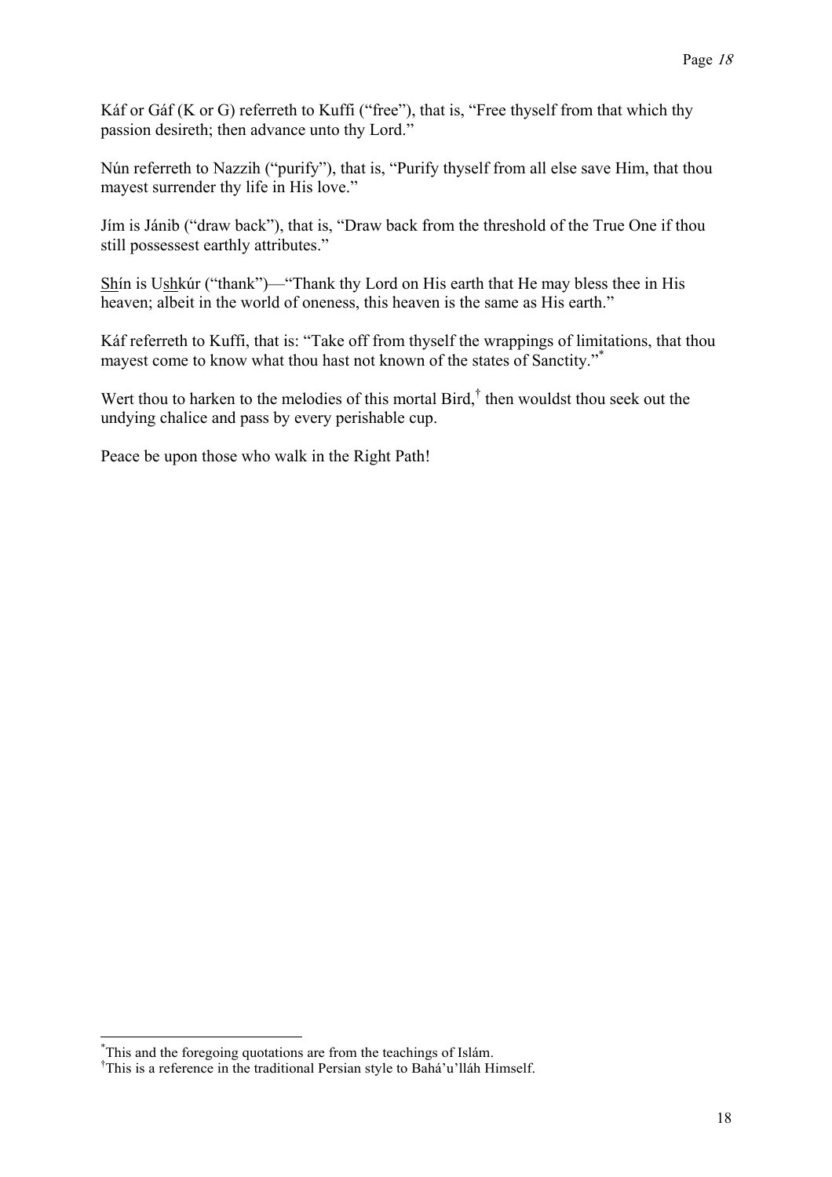Káf or Gáf (K or G) referreth to Kuffi ("free"), that is, "Free thyself from that which thy passion desireth; then advance unto thy Lord."

Nún referreth to Nazzih ("purify"), that is, "Purify thyself from all else save Him, that thou mayest surrender thy life in His love."

Jím is Jánib ("draw back"), that is, "Draw back from the threshold of the True One if thou still possessest earthly attributes."

Shín is Ushkúr ("thank")—"Thank thy Lord on His earth that He may bless thee in His heaven; albeit in the world of oneness, this heaven is the same as His earth."

Káf referreth to Kuffi, that is: "Take off from thyself the wrappings of limitations, that thou mayest come to know what thou hast not known of the states of Sanctity."*

Wert thou to harken to the melodies of this mortal Bird,† then wouldst thou seek out the undying chalice and pass by every perishable cup.

Peace be upon those who walk in the Right Path!

---

*This and the foregoing quotations are from the teachings of Islám.

†This is a reference in the traditional Persian style to Bahá'u'lláh Himself.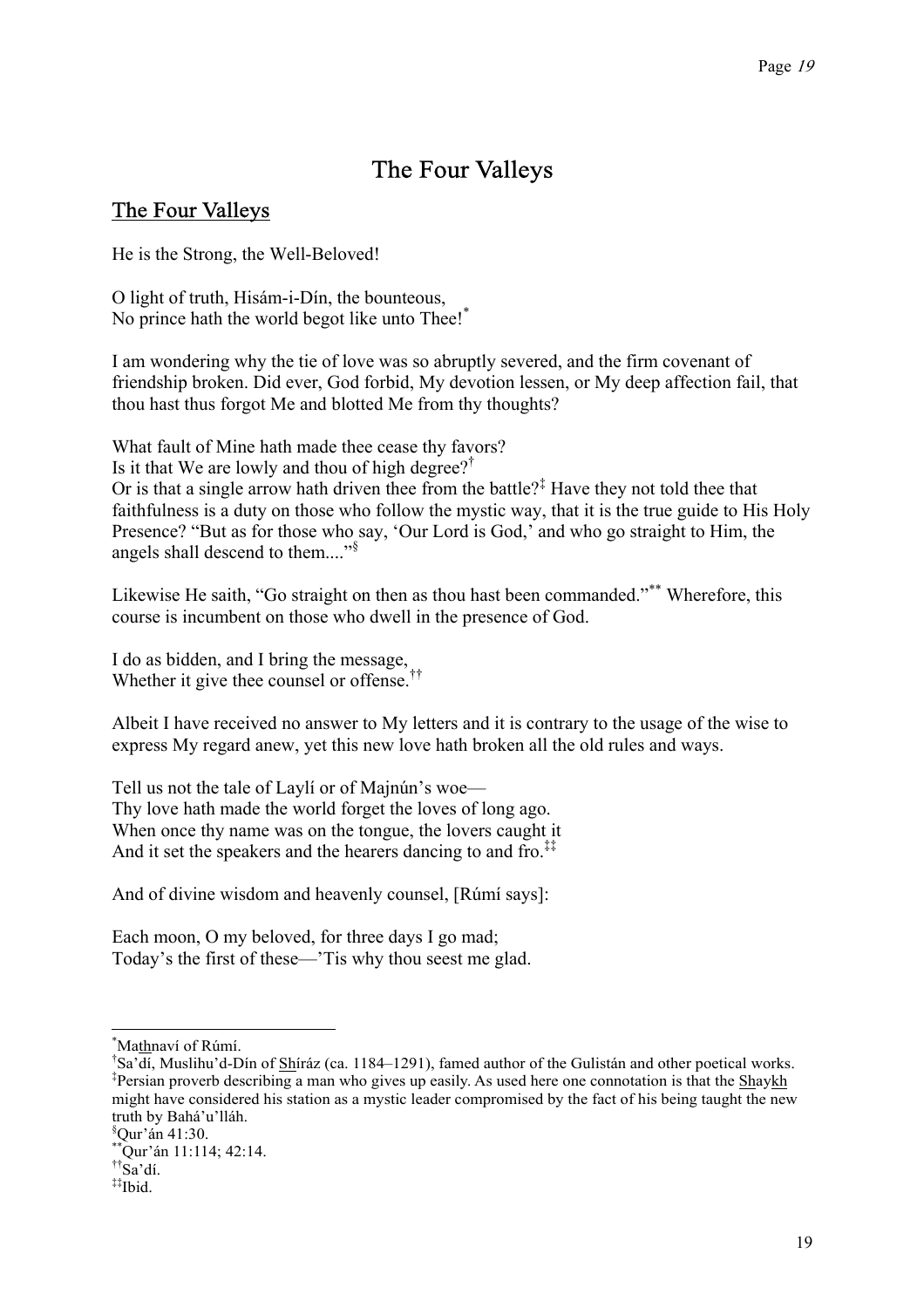# The Four Valleys

## The Four Valleys

He is the Strong, the Well-Beloved!

O light of truth, Hisám-i-Dín, the bounteous,
No prince hath the world begot like unto Thee![*]

I am wondering why the tie of love was so abruptly severed, and the firm covenant of friendship broken. Did ever, God forbid, My devotion lessen, or My deep affection fail, that thou hast thus forgot Me and blotted Me from thy thoughts?

What fault of Mine hath made thee cease thy favors?
Is it that We are lowly and thou of high degree?[†]
Or is that a single arrow hath driven thee from the battle?[‡] Have they not told thee that faithfulness is a duty on those who follow the mystic way, that it is the true guide to His Holy Presence? "But as for those who say, 'Our Lord is God,' and who go straight to Him, the angels shall descend to them...."[§]

Likewise He saith, "Go straight on then as thou hast been commanded."[**] Wherefore, this course is incumbent on those who dwell in the presence of God.

I do as bidden, and I bring the message,
Whether it give thee counsel or offense.[††]

Albeit I have received no answer to My letters and it is contrary to the usage of the wise to express My regard anew, yet this new love hath broken all the old rules and ways.

Tell us not the tale of Laylí or of Majnún's woe—
Thy love hath made the world forget the loves of long ago.
When once thy name was on the tongue, the lovers caught it
And it set the speakers and the hearers dancing to and fro.[‡‡]

And of divine wisdom and heavenly counsel, [Rúmí says]:

Each moon, O my beloved, for three days I go mad;
Today's the first of these—'Tis why thou seest me glad.

---

[*] Mathnaví of Rúmí.

[†] Sa'dí, Muslihu'd-Dín of Shíráz (ca. 1184–1291), famed author of the Gulistán and other poetical works.

[‡] Persian proverb describing a man who gives up easily. As used here one connotation is that the Shaykh might have considered his station as a mystic leader compromised by the fact of his being taught the new truth by Bahá'u'lláh.

[§] Qur'án 41:30.

[**] Qur'án 11:114; 42:14.

[††] Sa'dí.

[‡‡] Ibid.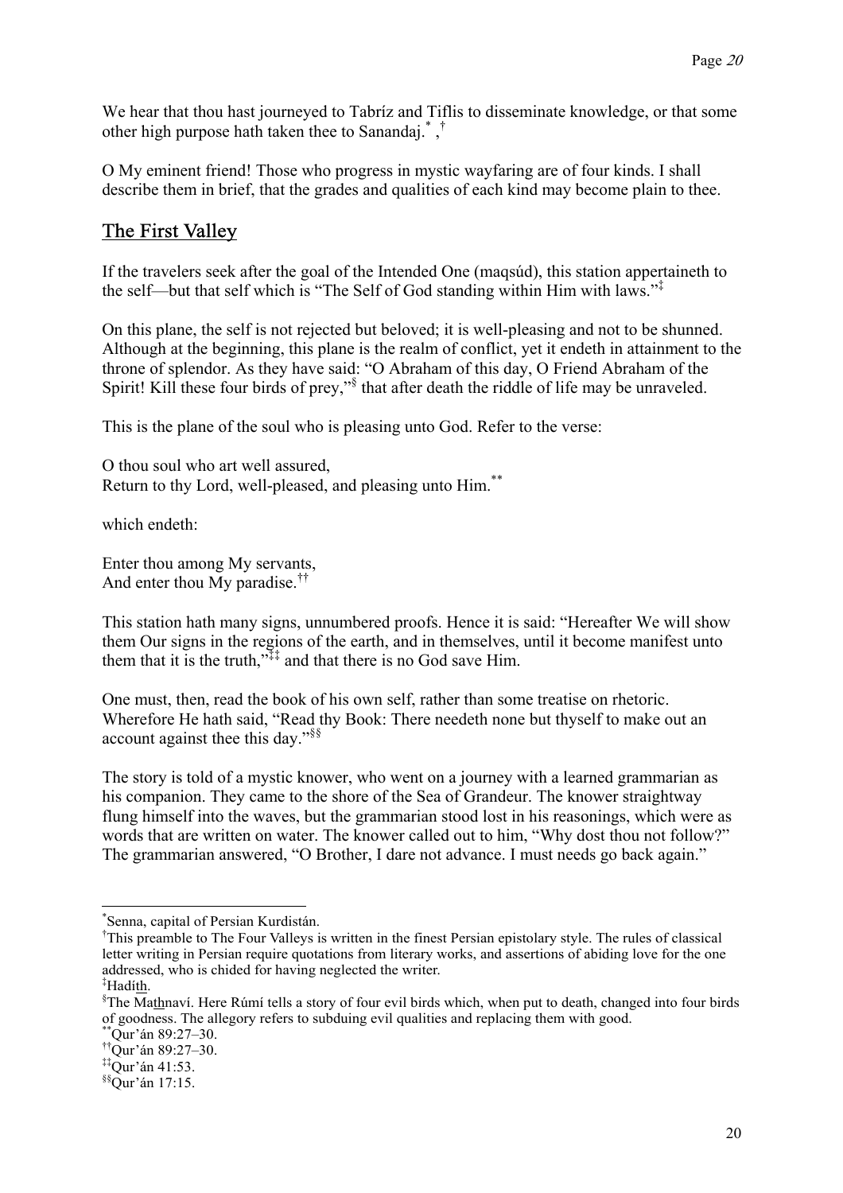We hear that thou hast journeyed to Tabríz and Tiflis to disseminate knowledge, or that some other high purpose hath taken thee to Sanandaj.[*], [†]

O My eminent friend! Those who progress in mystic wayfaring are of four kinds. I shall describe them in brief, that the grades and qualities of each kind may become plain to thee.

## The First Valley

If the travelers seek after the goal of the Intended One (maqsúd), this station appertaineth to the self—but that self which is "The Self of God standing within Him with laws."[‡]

On this plane, the self is not rejected but beloved; it is well-pleasing and not to be shunned. Although at the beginning, this plane is the realm of conflict, yet it endeth in attainment to the throne of splendor. As they have said: "O Abraham of this day, O Friend Abraham of the Spirit! Kill these four birds of prey,"[§] that after death the riddle of life may be unraveled.

This is the plane of the soul who is pleasing unto God. Refer to the verse:

O thou soul who art well assured,  
Return to thy Lord, well-pleased, and pleasing unto Him.[**]

which endeth:

Enter thou among My servants,  
And enter thou My paradise.[††]

This station hath many signs, unnumbered proofs. Hence it is said: "Hereafter We will show them Our signs in the regions of the earth, and in themselves, until it become manifest unto them that it is the truth,"[‡‡] and that there is no God save Him.

One must, then, read the book of his own self, rather than some treatise on rhetoric. Wherefore He hath said, "Read thy Book: There needeth none but thyself to make out an account against thee this day."[§§]

The story is told of a mystic knower, who went on a journey with a learned grammarian as his companion. They came to the shore of the Sea of Grandeur. The knower straightway flung himself into the waves, but the grammarian stood lost in his reasonings, which were as words that are written on water. The knower called out to him, "Why dost thou not follow?" The grammarian answered, "O Brother, I dare not advance. I must needs go back again."

---

[*] Senna, capital of Persian Kurdistán.

[†] This preamble to The Four Valleys is written in the finest Persian epistolary style. The rules of classical letter writing in Persian require quotations from literary works, and assertions of abiding love for the one addressed, who is chided for having neglected the writer.

[‡] Hadíth.

[§] The Mathnaví. Here Rúmí tells a story of four evil birds which, when put to death, changed into four birds of goodness. The allegory refers to subduing evil qualities and replacing them with good.

[**] Qur'án 89:27–30.

[††] Qur'án 89:27–30.

[‡‡] Qur'án 41:53.

[§§] Qur'án 17:15.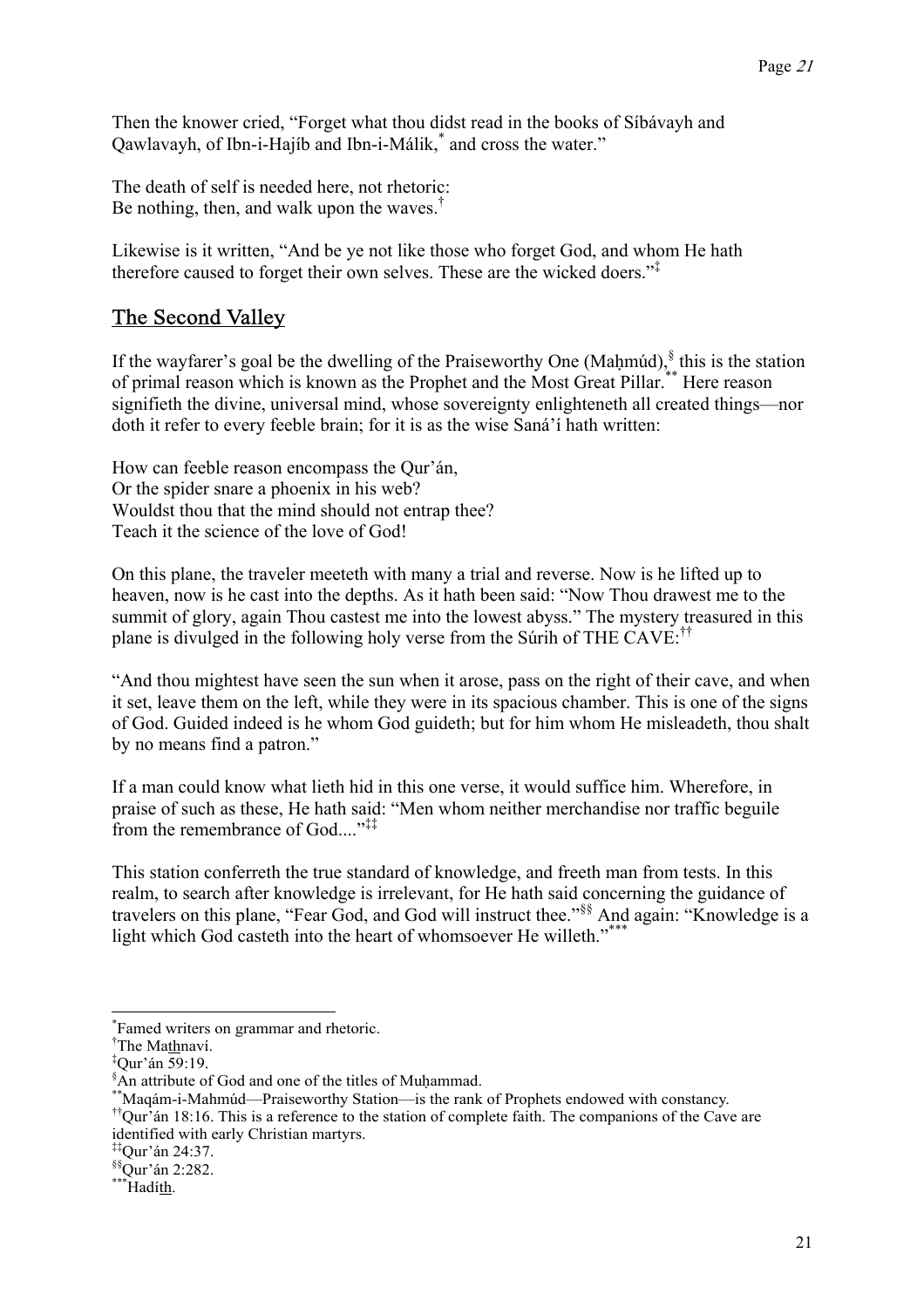Then the knower cried, "Forget what thou didst read in the books of Síbávayh and Qawlavayh, of Ibn-i-Hajíb and Ibn-i-Málik,[*] and cross the water."

The death of self is needed here, not rhetoric:
Be nothing, then, and walk upon the waves.[†]

Likewise is it written, "And be ye not like those who forget God, and whom He hath therefore caused to forget their own selves. These are the wicked doers."[‡]

## The Second Valley

If the wayfarer's goal be the dwelling of the Praiseworthy One (Maḥmúd),[§] this is the station of primal reason which is known as the Prophet and the Most Great Pillar.[**] Here reason signifieth the divine, universal mind, whose sovereignty enlighteneth all created things—nor doth it refer to every feeble brain; for it is as the wise Saná'í hath written:

How can feeble reason encompass the Qur'án,
Or the spider snare a phoenix in his web?
Wouldst thou that the mind should not entrap thee?
Teach it the science of the love of God!

On this plane, the traveler meeteth with many a trial and reverse. Now is he lifted up to heaven, now is he cast into the depths. As it hath been said: "Now Thou drawest me to the summit of glory, again Thou castest me into the lowest abyss." The mystery treasured in this plane is divulged in the following holy verse from the Súrih of THE CAVE:[††]

"And thou mightest have seen the sun when it arose, pass on the right of their cave, and when it set, leave them on the left, while they were in its spacious chamber. This is one of the signs of God. Guided indeed is he whom God guideth; but for him whom He misleadeth, thou shalt by no means find a patron."

If a man could know what lieth hid in this one verse, it would suffice him. Wherefore, in praise of such as these, He hath said: "Men whom neither merchandise nor traffic beguile from the remembrance of God...."[‡‡]

This station conferreth the true standard of knowledge, and freeth man from tests. In this realm, to search after knowledge is irrelevant, for He hath said concerning the guidance of travelers on this plane, "Fear God, and God will instruct thee."[§§] And again: "Knowledge is a light which God casteth into the heart of whomsoever He willeth."[***]

---

[*] Famed writers on grammar and rhetoric.

[†] The Mathnaví.

[‡] Qur'án 59:19.

[§] An attribute of God and one of the titles of Muḥammad.

[**] Maqám-i-Mahmúd—Praiseworthy Station—is the rank of Prophets endowed with constancy.

[††] Qur'án 18:16. This is a reference to the station of complete faith. The companions of the Cave are identified with early Christian martyrs.

[‡‡] Qur'án 24:37.

[§§] Qur'án 2:282.

[***] Hadíth.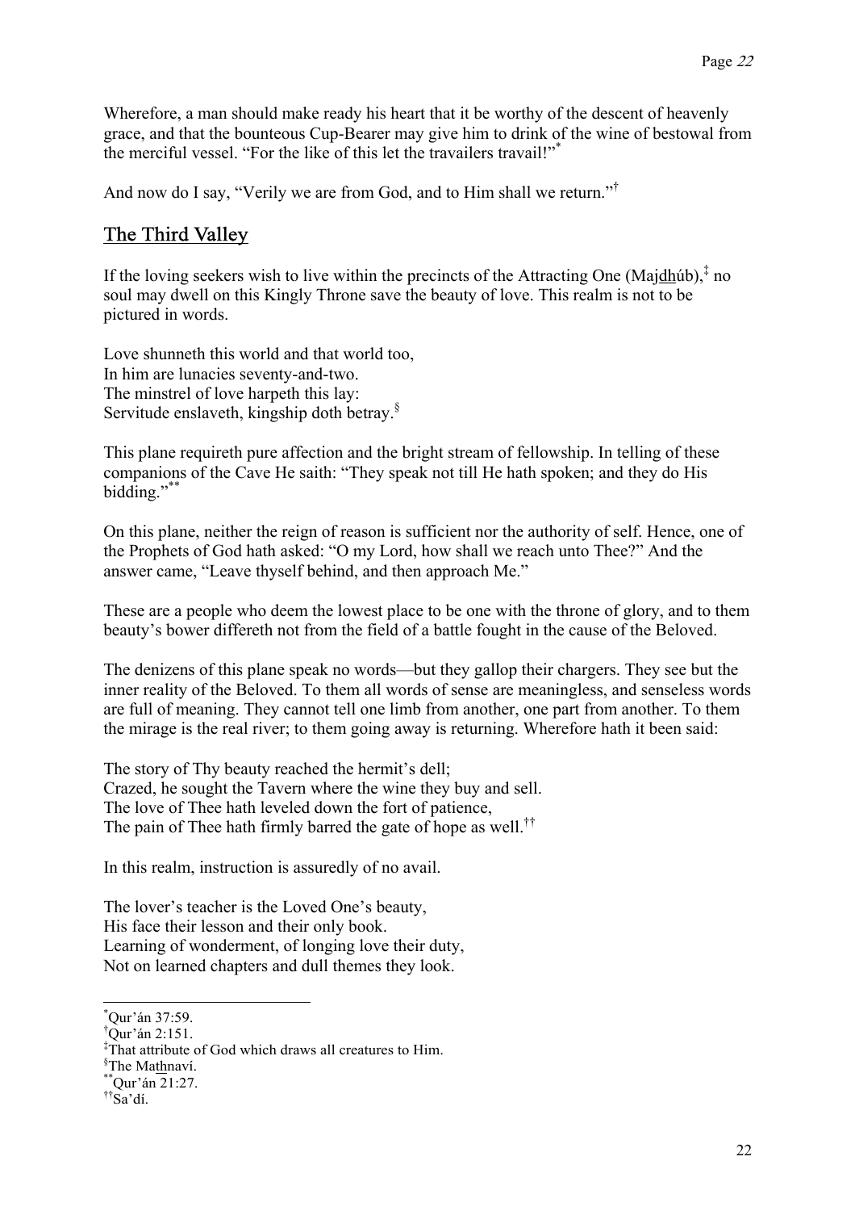Wherefore, a man should make ready his heart that it be worthy of the descent of heavenly grace, and that the bounteous Cup-Bearer may give him to drink of the wine of bestowal from the merciful vessel. “For the like of this let the travailers travail!”[*]

And now do I say, “Verily we are from God, and to Him shall we return.”[†]

## The Third Valley

If the loving seekers wish to live within the precincts of the Attracting One (Majdhúb),[‡] no soul may dwell on this Kingly Throne save the beauty of love. This realm is not to be pictured in words.

Love shunneth this world and that world too,
In him are lunacies seventy-and-two.
The minstrel of love harpeth this lay:
Servitude enslaveth, kingship doth betray.[§]

This plane requireth pure affection and the bright stream of fellowship. In telling of these companions of the Cave He saith: “They speak not till He hath spoken; and they do His bidding.”[**]

On this plane, neither the reign of reason is sufficient nor the authority of self. Hence, one of the Prophets of God hath asked: “O my Lord, how shall we reach unto Thee?” And the answer came, “Leave thyself behind, and then approach Me.”

These are a people who deem the lowest place to be one with the throne of glory, and to them beauty’s bower differeth not from the field of a battle fought in the cause of the Beloved.

The denizens of this plane speak no words—but they gallop their chargers. They see but the inner reality of the Beloved. To them all words of sense are meaningless, and senseless words are full of meaning. They cannot tell one limb from another, one part from another. To them the mirage is the real river; to them going away is returning. Wherefore hath it been said:

The story of Thy beauty reached the hermit’s dell;
Crazed, he sought the Tavern where the wine they buy and sell.
The love of Thee hath leveled down the fort of patience,
The pain of Thee hath firmly barred the gate of hope as well.[††]

In this realm, instruction is assuredly of no avail.

The lover’s teacher is the Loved One’s beauty,
His face their lesson and their only book.
Learning of wonderment, of longing love their duty,
Not on learned chapters and dull themes they look.

---

[*] Qur’án 37:59.
[†] Qur’án 2:151.
[‡] That attribute of God which draws all creatures to Him.
[§] The Mathnaví.
[**] Qur’án 21:27.
[††] Sa’dí.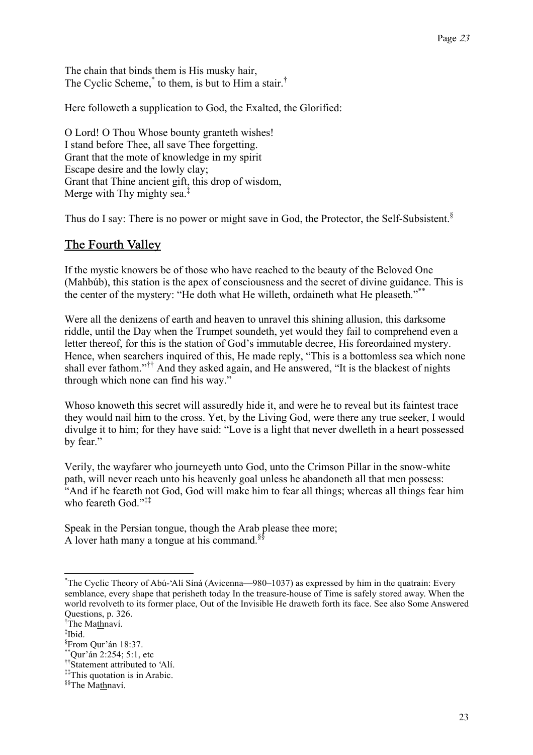The chain that binds them is His musky hair,
The Cyclic Scheme,[*] to them, is but to Him a stair.[†]

Here followeth a supplication to God, the Exalted, the Glorified:

O Lord! O Thou Whose bounty granteth wishes!
I stand before Thee, all save Thee forgetting.
Grant that the mote of knowledge in my spirit
Escape desire and the lowly clay;
Grant that Thine ancient gift, this drop of wisdom,
Merge with Thy mighty sea.[‡]

Thus do I say: There is no power or might save in God, the Protector, the Self-Subsistent.[§]

## The Fourth Valley

If the mystic knowers be of those who have reached to the beauty of the Beloved One (Mahbúb), this station is the apex of consciousness and the secret of divine guidance. This is the center of the mystery: "He doth what He willeth, ordaineth what He pleaseth."[**]

Were all the denizens of earth and heaven to unravel this shining allusion, this darksome riddle, until the Day when the Trumpet soundeth, yet would they fail to comprehend even a letter thereof, for this is the station of God's immutable decree, His foreordained mystery. Hence, when searchers inquired of this, He made reply, "This is a bottomless sea which none shall ever fathom."[††] And they asked again, and He answered, "It is the blackest of nights through which none can find his way."

Whoso knoweth this secret will assuredly hide it, and were he to reveal but its faintest trace they would nail him to the cross. Yet, by the Living God, were there any true seeker, I would divulge it to him; for they have said: "Love is a light that never dwelleth in a heart possessed by fear."

Verily, the wayfarer who journeyeth unto God, unto the Crimson Pillar in the snow-white path, will never reach unto his heavenly goal unless he abandoneth all that men possess: "And if he feareth not God, God will make him to fear all things; whereas all things fear him who feareth God."[‡‡]

Speak in the Persian tongue, though the Arab please thee more;
A lover hath many a tongue at his command.[§§]

---

[*] The Cyclic Theory of Abú-'Alí Síná (Avicenna—980–1037) as expressed by him in the quatrain: Every semblance, every shape that perisheth today In the treasure-house of Time is safely stored away. When the world revolveth to its former place, Out of the Invisible He draweth forth its face. See also Some Answered Questions, p. 326.

[†] The Mat͟hnaví.

[‡] Ibid.

[§] From Qur'án 18:37.

[**] Qur'án 2:254; 5:1, etc

[††] Statement attributed to 'Alí.

[‡‡] This quotation is in Arabic.

[§§] The Mat͟hnaví.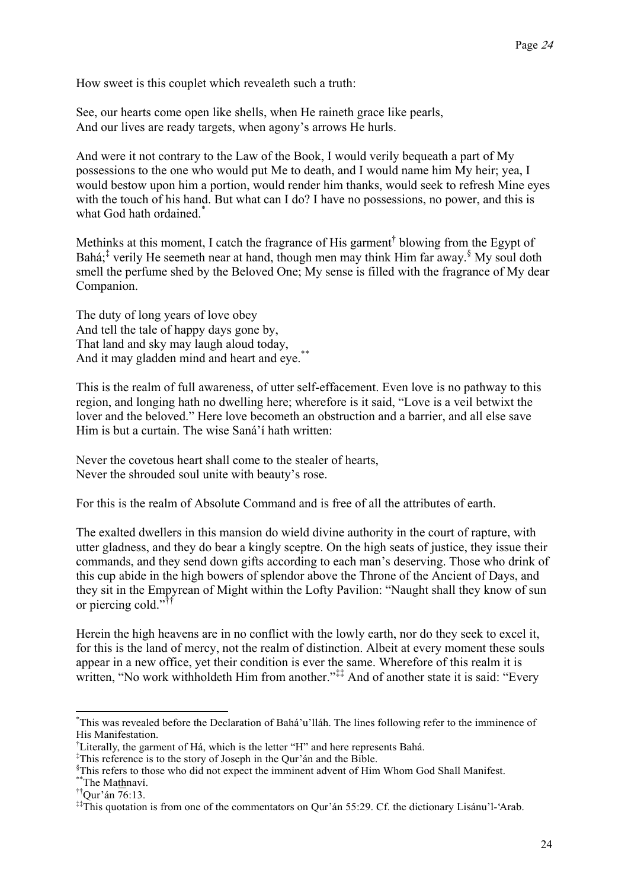How sweet is this couplet which revealeth such a truth:

See, our hearts come open like shells, when He raineth grace like pearls,  
And our lives are ready targets, when agony's arrows He hurls.

And were it not contrary to the Law of the Book, I would verily bequeath a part of My possessions to the one who would put Me to death, and I would name him My heir; yea, I would bestow upon him a portion, would render him thanks, would seek to refresh Mine eyes with the touch of his hand. But what can I do? I have no possessions, no power, and this is what God hath ordained.[*]

Methinks at this moment, I catch the fragrance of His garment[†] blowing from the Egypt of Bahá;[‡] verily He seemeth near at hand, though men may think Him far away.[§] My soul doth smell the perfume shed by the Beloved One; My sense is filled with the fragrance of My dear Companion.

The duty of long years of love obey  
And tell the tale of happy days gone by,  
That land and sky may laugh aloud today,  
And it may gladden mind and heart and eye.[**]

This is the realm of full awareness, of utter self-effacement. Even love is no pathway to this region, and longing hath no dwelling here; wherefore is it said, "Love is a veil betwixt the lover and the beloved." Here love becometh an obstruction and a barrier, and all else save Him is but a curtain. The wise Saná'í hath written:

Never the covetous heart shall come to the stealer of hearts,  
Never the shrouded soul unite with beauty's rose.

For this is the realm of Absolute Command and is free of all the attributes of earth.

The exalted dwellers in this mansion do wield divine authority in the court of rapture, with utter gladness, and they do bear a kingly sceptre. On the high seats of justice, they issue their commands, and they send down gifts according to each man's deserving. Those who drink of this cup abide in the high bowers of splendor above the Throne of the Ancient of Days, and they sit in the Empyrean of Might within the Lofty Pavilion: "Naught shall they know of sun or piercing cold."[††]

Herein the high heavens are in no conflict with the lowly earth, nor do they seek to excel it, for this is the land of mercy, not the realm of distinction. Albeit at every moment these souls appear in a new office, yet their condition is ever the same. Wherefore of this realm it is written, "No work withholdeth Him from another."[‡‡] And of another state it is said: "Every

---

[*] This was revealed before the Declaration of Bahá'u'lláh. The lines following refer to the imminence of His Manifestation.

[†] Literally, the garment of Há, which is the letter "H" and here represents Bahá.

[‡] This reference is to the story of Joseph in the Qur'án and the Bible.

[§] This refers to those who did not expect the imminent advent of Him Whom God Shall Manifest.

[**] The Mat͟hnaví.

[††] Qur'án 76:13.

[‡‡] This quotation is from one of the commentators on Qur'án 55:29. Cf. the dictionary Lisánu'l-'Arab.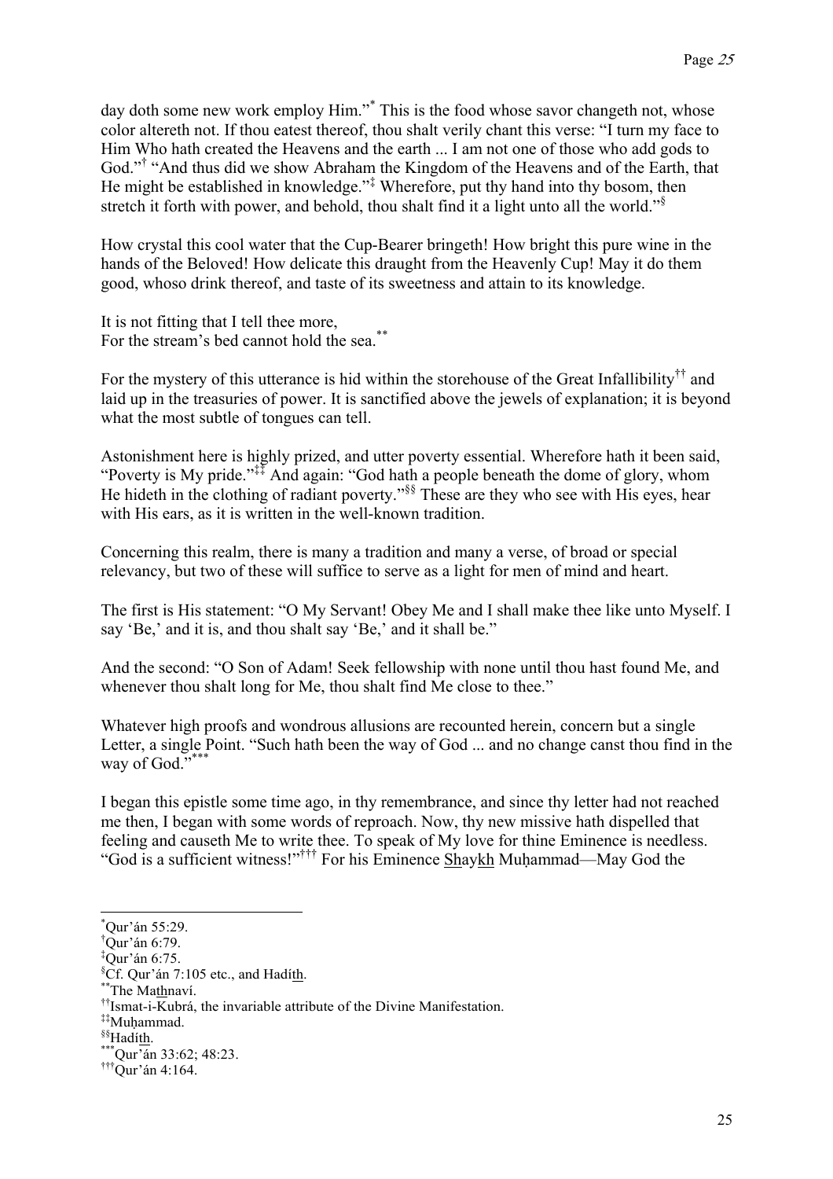day doth some new work employ Him."[*] This is the food whose savor changeth not, whose color altereth not. If thou eatest thereof, thou shalt verily chant this verse: "I turn my face to Him Who hath created the Heavens and the earth ... I am not one of those who add gods to God."[†] "And thus did we show Abraham the Kingdom of the Heavens and of the Earth, that He might be established in knowledge."[‡] Wherefore, put thy hand into thy bosom, then stretch it forth with power, and behold, thou shalt find it a light unto all the world."[§]

How crystal this cool water that the Cup-Bearer bringeth! How bright this pure wine in the hands of the Beloved! How delicate this draught from the Heavenly Cup! May it do them good, whoso drink thereof, and taste of its sweetness and attain to its knowledge.

It is not fitting that I tell thee more,
For the stream's bed cannot hold the sea.[**]

For the mystery of this utterance is hid within the storehouse of the Great Infallibility[††] and laid up in the treasuries of power. It is sanctified above the jewels of explanation; it is beyond what the most subtle of tongues can tell.

Astonishment here is highly prized, and utter poverty essential. Wherefore hath it been said, "Poverty is My pride."[‡‡] And again: "God hath a people beneath the dome of glory, whom He hideth in the clothing of radiant poverty."[§§] These are they who see with His eyes, hear with His ears, as it is written in the well-known tradition.

Concerning this realm, there is many a tradition and many a verse, of broad or special relevancy, but two of these will suffice to serve as a light for men of mind and heart.

The first is His statement: "O My Servant! Obey Me and I shall make thee like unto Myself. I say 'Be,' and it is, and thou shalt say 'Be,' and it shall be."

And the second: "O Son of Adam! Seek fellowship with none until thou hast found Me, and whenever thou shalt long for Me, thou shalt find Me close to thee."

Whatever high proofs and wondrous allusions are recounted herein, concern but a single Letter, a single Point. "Such hath been the way of God ... and no change canst thou find in the way of God."[***]

I began this epistle some time ago, in thy remembrance, and since thy letter had not reached me then, I began with some words of reproach. Now, thy new missive hath dispelled that feeling and causeth Me to write thee. To speak of My love for thine Eminence is needless. "God is a sufficient witness!"[†††] For his Eminence Shaykh Muḥammad—May God the

---

[*] Qur'án 55:29.
[†] Qur'án 6:79.
[‡] Qur'án 6:75.
[§] Cf. Qur'án 7:105 etc., and Hadíth.
[**] The Mathnaví.
[††] Ismat-i-Kubrá, the invariable attribute of the Divine Manifestation.
[‡‡] Muḥammad.
[§§] Hadíth.
[***] Qur'án 33:62; 48:23.
[†††] Qur'án 4:164.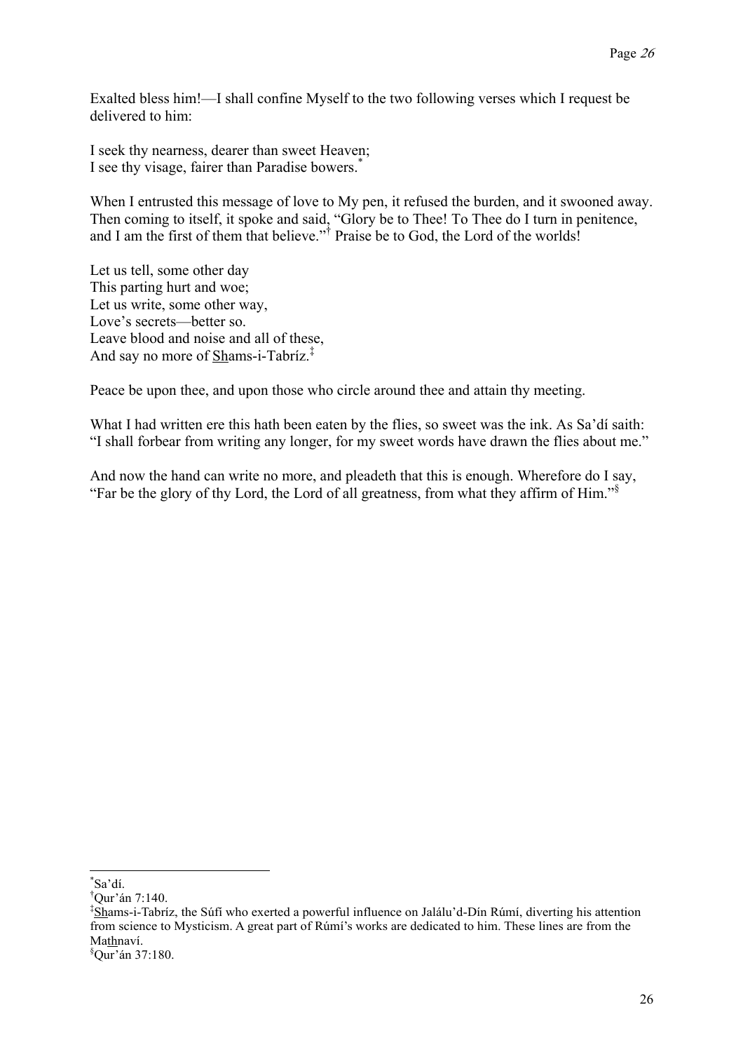Exalted bless him!—I shall confine Myself to the two following verses which I request be delivered to him:

I seek thy nearness, dearer than sweet Heaven;
I see thy visage, fairer than Paradise bowers.[*]

When I entrusted this message of love to My pen, it refused the burden, and it swooned away. Then coming to itself, it spoke and said, “Glory be to Thee! To Thee do I turn in penitence, and I am the first of them that believe.”[†] Praise be to God, the Lord of the worlds!

Let us tell, some other day
This parting hurt and woe;
Let us write, some other way,
Love’s secrets—better so.
Leave blood and noise and all of these,
And say no more of Shams-i-Tabríz.[‡]

Peace be upon thee, and upon those who circle around thee and attain thy meeting.

What I had written ere this hath been eaten by the flies, so sweet was the ink. As Sa’dí saith: “I shall forbear from writing any longer, for my sweet words have drawn the flies about me.”

And now the hand can write no more, and pleadeth that this is enough. Wherefore do I say, “Far be the glory of thy Lord, the Lord of all greatness, from what they affirm of Him.”[§]

---

[*] Sa’dí.

[†] Qur’án 7:140.

[‡] Shams-i-Tabríz, the Súfí who exerted a powerful influence on Jalálu’d-Dín Rúmí, diverting his attention from science to Mysticism. A great part of Rúmí’s works are dedicated to him. These lines are from the Mathnaví.

[§] Qur’án 37:180.